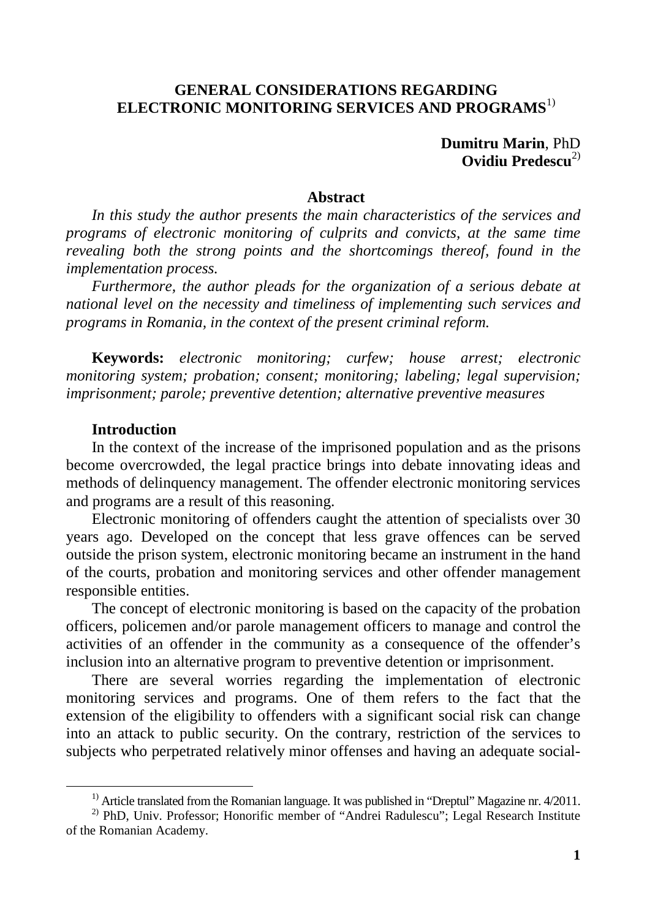# GENERAL CONSIDERATIONS REGARDING ELECTRONIC MONITORING SERVICES AND PROGRAMS[1)]

**Dumitru Marin**, PhD
**Ovidiu Predescu**[2)]

## Abstract

*In this study the author presents the main characteristics of the services and programs of electronic monitoring of culprits and convicts, at the same time revealing both the strong points and the shortcomings thereof, found in the implementation process.*

*Furthermore, the author pleads for the organization of a serious debate at national level on the necessity and timeliness of implementing such services and programs in Romania, in the context of the present criminal reform.*

**Keywords:** *electronic monitoring; curfew; house arrest; electronic monitoring system; probation; consent; monitoring; labeling; legal supervision; imprisonment; parole; preventive detention; alternative preventive measures*

## Introduction

In the context of the increase of the imprisoned population and as the prisons become overcrowded, the legal practice brings into debate innovating ideas and methods of delinquency management. The offender electronic monitoring services and programs are a result of this reasoning.

Electronic monitoring of offenders caught the attention of specialists over 30 years ago. Developed on the concept that less grave offences can be served outside the prison system, electronic monitoring became an instrument in the hand of the courts, probation and monitoring services and other offender management responsible entities.

The concept of electronic monitoring is based on the capacity of the probation officers, policemen and/or parole management officers to manage and control the activities of an offender in the community as a consequence of the offender's inclusion into an alternative program to preventive detention or imprisonment.

There are several worries regarding the implementation of electronic monitoring services and programs. One of them refers to the fact that the extension of the eligibility to offenders with a significant social risk can change into an attack to public security. On the contrary, restriction of the services to subjects who perpetrated relatively minor offenses and having an adequate social-

---

[1)] Article translated from the Romanian language. It was published in "Dreptul" Magazine nr. 4/2011.

[2)] PhD, Univ. Professor; Honorific member of "Andrei Radulescu"; Legal Research Institute of the Romanian Academy.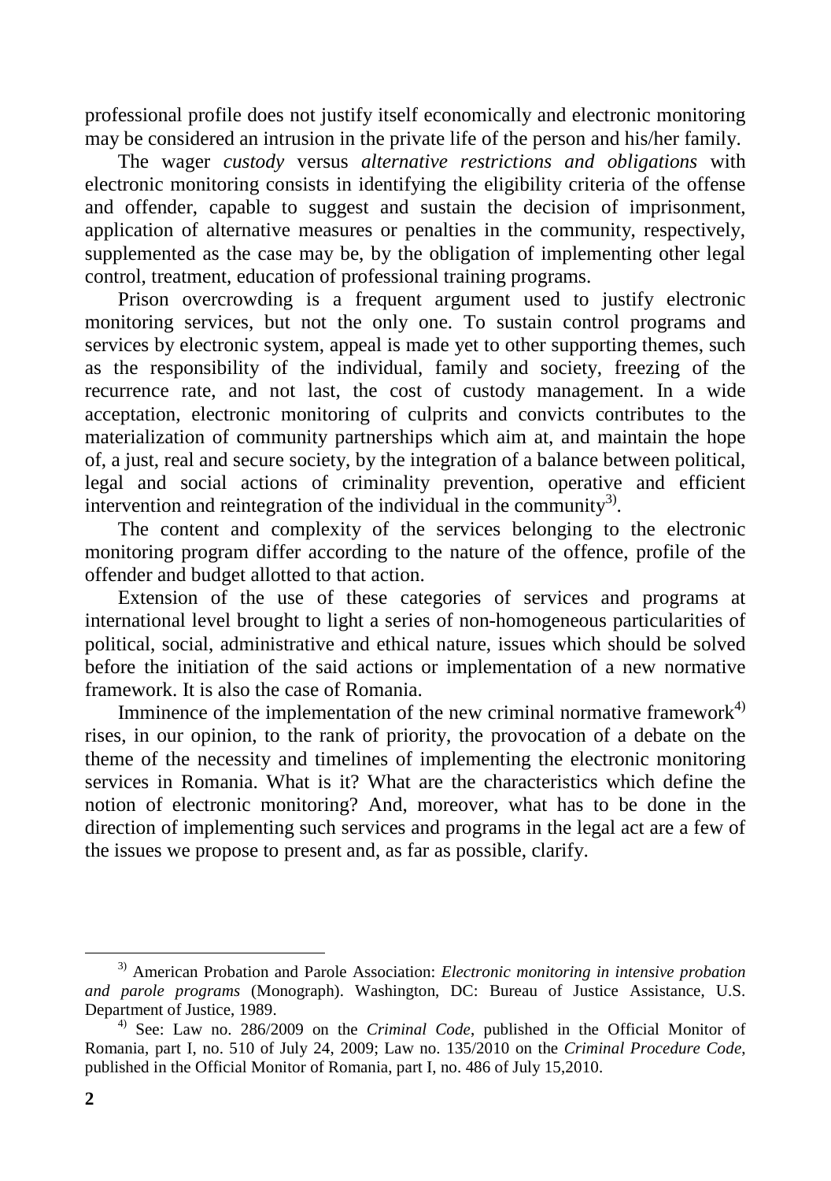professional profile does not justify itself economically and electronic monitoring may be considered an intrusion in the private life of the person and his/her family.

The wager *custody* versus *alternative restrictions and obligations* with electronic monitoring consists in identifying the eligibility criteria of the offense and offender, capable to suggest and sustain the decision of imprisonment, application of alternative measures or penalties in the community, respectively, supplemented as the case may be, by the obligation of implementing other legal control, treatment, education of professional training programs.

Prison overcrowding is a frequent argument used to justify electronic monitoring services, but not the only one. To sustain control programs and services by electronic system, appeal is made yet to other supporting themes, such as the responsibility of the individual, family and society, freezing of the recurrence rate, and not last, the cost of custody management. In a wide acceptation, electronic monitoring of culprits and convicts contributes to the materialization of community partnerships which aim at, and maintain the hope of, a just, real and secure society, by the integration of a balance between political, legal and social actions of criminality prevention, operative and efficient intervention and reintegration of the individual in the community[3].

The content and complexity of the services belonging to the electronic monitoring program differ according to the nature of the offence, profile of the offender and budget allotted to that action.

Extension of the use of these categories of services and programs at international level brought to light a series of non-homogeneous particularities of political, social, administrative and ethical nature, issues which should be solved before the initiation of the said actions or implementation of a new normative framework. It is also the case of Romania.

Imminence of the implementation of the new criminal normative framework[4] rises, in our opinion, to the rank of priority, the provocation of a debate on the theme of the necessity and timelines of implementing the electronic monitoring services in Romania. What is it? What are the characteristics which define the notion of electronic monitoring? And, moreover, what has to be done in the direction of implementing such services and programs in the legal act are a few of the issues we propose to present and, as far as possible, clarify.

---

[3] American Probation and Parole Association: *Electronic monitoring in intensive probation and parole programs* (Monograph). Washington, DC: Bureau of Justice Assistance, U.S. Department of Justice, 1989.

[4] See: Law no. 286/2009 on the *Criminal Code*, published in the Official Monitor of Romania, part I, no. 510 of July 24, 2009; Law no. 135/2010 on the *Criminal Procedure Code*, published in the Official Monitor of Romania, part I, no. 486 of July 15,2010.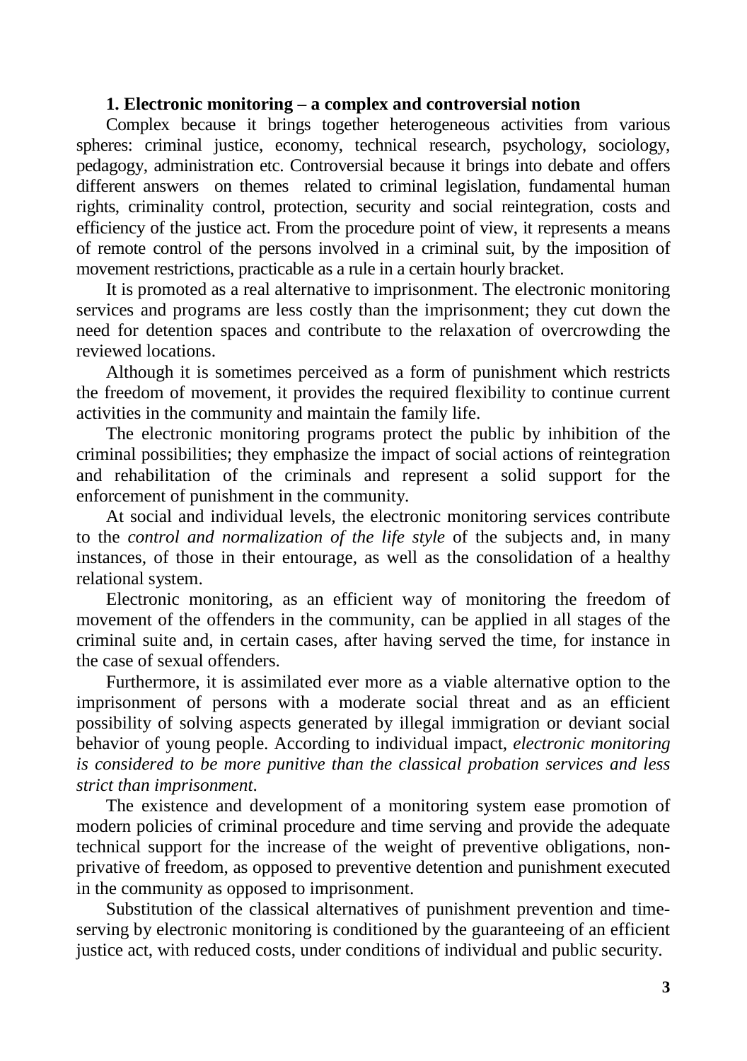## 1. Electronic monitoring – a complex and controversial notion

Complex because it brings together heterogeneous activities from various spheres: criminal justice, economy, technical research, psychology, sociology, pedagogy, administration etc. Controversial because it brings into debate and offers different answers on themes related to criminal legislation, fundamental human rights, criminality control, protection, security and social reintegration, costs and efficiency of the justice act. From the procedure point of view, it represents a means of remote control of the persons involved in a criminal suit, by the imposition of movement restrictions, practicable as a rule in a certain hourly bracket.

It is promoted as a real alternative to imprisonment. The electronic monitoring services and programs are less costly than the imprisonment; they cut down the need for detention spaces and contribute to the relaxation of overcrowding the reviewed locations.

Although it is sometimes perceived as a form of punishment which restricts the freedom of movement, it provides the required flexibility to continue current activities in the community and maintain the family life.

The electronic monitoring programs protect the public by inhibition of the criminal possibilities; they emphasize the impact of social actions of reintegration and rehabilitation of the criminals and represent a solid support for the enforcement of punishment in the community.

At social and individual levels, the electronic monitoring services contribute to the *control and normalization of the life style* of the subjects and, in many instances, of those in their entourage, as well as the consolidation of a healthy relational system.

Electronic monitoring, as an efficient way of monitoring the freedom of movement of the offenders in the community, can be applied in all stages of the criminal suite and, in certain cases, after having served the time, for instance in the case of sexual offenders.

Furthermore, it is assimilated ever more as a viable alternative option to the imprisonment of persons with a moderate social threat and as an efficient possibility of solving aspects generated by illegal immigration or deviant social behavior of young people. According to individual impact, *electronic monitoring is considered to be more punitive than the classical probation services and less strict than imprisonment*.

The existence and development of a monitoring system ease promotion of modern policies of criminal procedure and time serving and provide the adequate technical support for the increase of the weight of preventive obligations, non-privative of freedom, as opposed to preventive detention and punishment executed in the community as opposed to imprisonment.

Substitution of the classical alternatives of punishment prevention and time-serving by electronic monitoring is conditioned by the guaranteeing of an efficient justice act, with reduced costs, under conditions of individual and public security.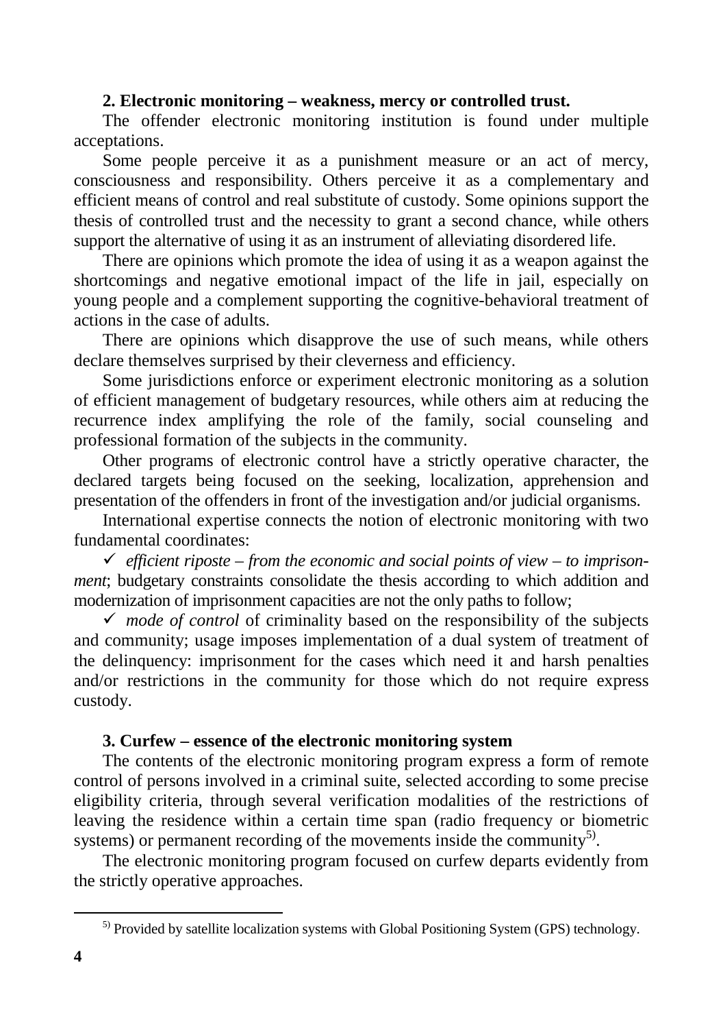## 2. Electronic monitoring – weakness, mercy or controlled trust.

The offender electronic monitoring institution is found under multiple acceptations.

Some people perceive it as a punishment measure or an act of mercy, consciousness and responsibility. Others perceive it as a complementary and efficient means of control and real substitute of custody. Some opinions support the thesis of controlled trust and the necessity to grant a second chance, while others support the alternative of using it as an instrument of alleviating disordered life.

There are opinions which promote the idea of using it as a weapon against the shortcomings and negative emotional impact of the life in jail, especially on young people and a complement supporting the cognitive-behavioral treatment of actions in the case of adults.

There are opinions which disapprove the use of such means, while others declare themselves surprised by their cleverness and efficiency.

Some jurisdictions enforce or experiment electronic monitoring as a solution of efficient management of budgetary resources, while others aim at reducing the recurrence index amplifying the role of the family, social counseling and professional formation of the subjects in the community.

Other programs of electronic control have a strictly operative character, the declared targets being focused on the seeking, localization, apprehension and presentation of the offenders in front of the investigation and/or judicial organisms.

International expertise connects the notion of electronic monitoring with two fundamental coordinates:

- ✓ *efficient riposte – from the economic and social points of view – to imprisonment*; budgetary constraints consolidate the thesis according to which addition and modernization of imprisonment capacities are not the only paths to follow;
- ✓ *mode of control* of criminality based on the responsibility of the subjects and community; usage imposes implementation of a dual system of treatment of the delinquency: imprisonment for the cases which need it and harsh penalties and/or restrictions in the community for those which do not require express custody.

## 3. Curfew – essence of the electronic monitoring system

The contents of the electronic monitoring program express a form of remote control of persons involved in a criminal suite, selected according to some precise eligibility criteria, through several verification modalities of the restrictions of leaving the residence within a certain time span (radio frequency or biometric systems) or permanent recording of the movements inside the community[5)].

The electronic monitoring program focused on curfew departs evidently from the strictly operative approaches.

---

[5)] Provided by satellite localization systems with Global Positioning System (GPS) technology.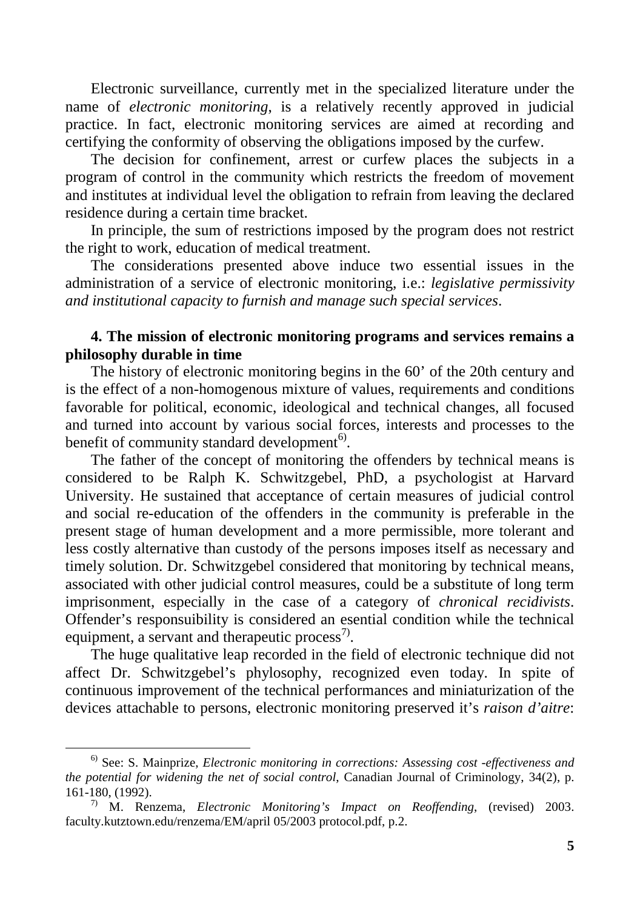Electronic surveillance, currently met in the specialized literature under the name of *electronic monitoring*, is a relatively recently approved in judicial practice. In fact, electronic monitoring services are aimed at recording and certifying the conformity of observing the obligations imposed by the curfew.

The decision for confinement, arrest or curfew places the subjects in a program of control in the community which restricts the freedom of movement and institutes at individual level the obligation to refrain from leaving the declared residence during a certain time bracket.

In principle, the sum of restrictions imposed by the program does not restrict the right to work, education of medical treatment.

The considerations presented above induce two essential issues in the administration of a service of electronic monitoring, i.e.: *legislative permissivity and institutional capacity to furnish and manage such special services*.

**4. The mission of electronic monitoring programs and services remains a philosophy durable in time**

The history of electronic monitoring begins in the 60' of the 20th century and is the effect of a non-homogenous mixture of values, requirements and conditions favorable for political, economic, ideological and technical changes, all focused and turned into account by various social forces, interests and processes to the benefit of community standard development[6].

The father of the concept of monitoring the offenders by technical means is considered to be Ralph K. Schwitzgebel, PhD, a psychologist at Harvard University. He sustained that acceptance of certain measures of judicial control and social re-education of the offenders in the community is preferable in the present stage of human development and a more permissible, more tolerant and less costly alternative than custody of the persons imposes itself as necessary and timely solution. Dr. Schwitzgebel considered that monitoring by technical means, associated with other judicial control measures, could be a substitute of long term imprisonment, especially in the case of a category of *chronical recidivists*. Offender's responsuibility is considered an esential condition while the technical equipment, a servant and therapeutic process[7].

The huge qualitative leap recorded in the field of electronic technique did not affect Dr. Schwitzgebel's phylosophy, recognized even today. In spite of continuous improvement of the technical performances and miniaturization of the devices attachable to persons, electronic monitoring preserved it's *raison d'aitre*:

---

[6] See: S. Mainprize, *Electronic monitoring in corrections: Assessing cost -effectiveness and the potential for widening the net of social control*, Canadian Journal of Criminology, 34(2), p. 161-180, (1992).

[7] M. Renzema, *Electronic Monitoring's Impact on Reoffending*, (revised) 2003. faculty.kutztown.edu/renzema/EM/april 05/2003 protocol.pdf, p.2.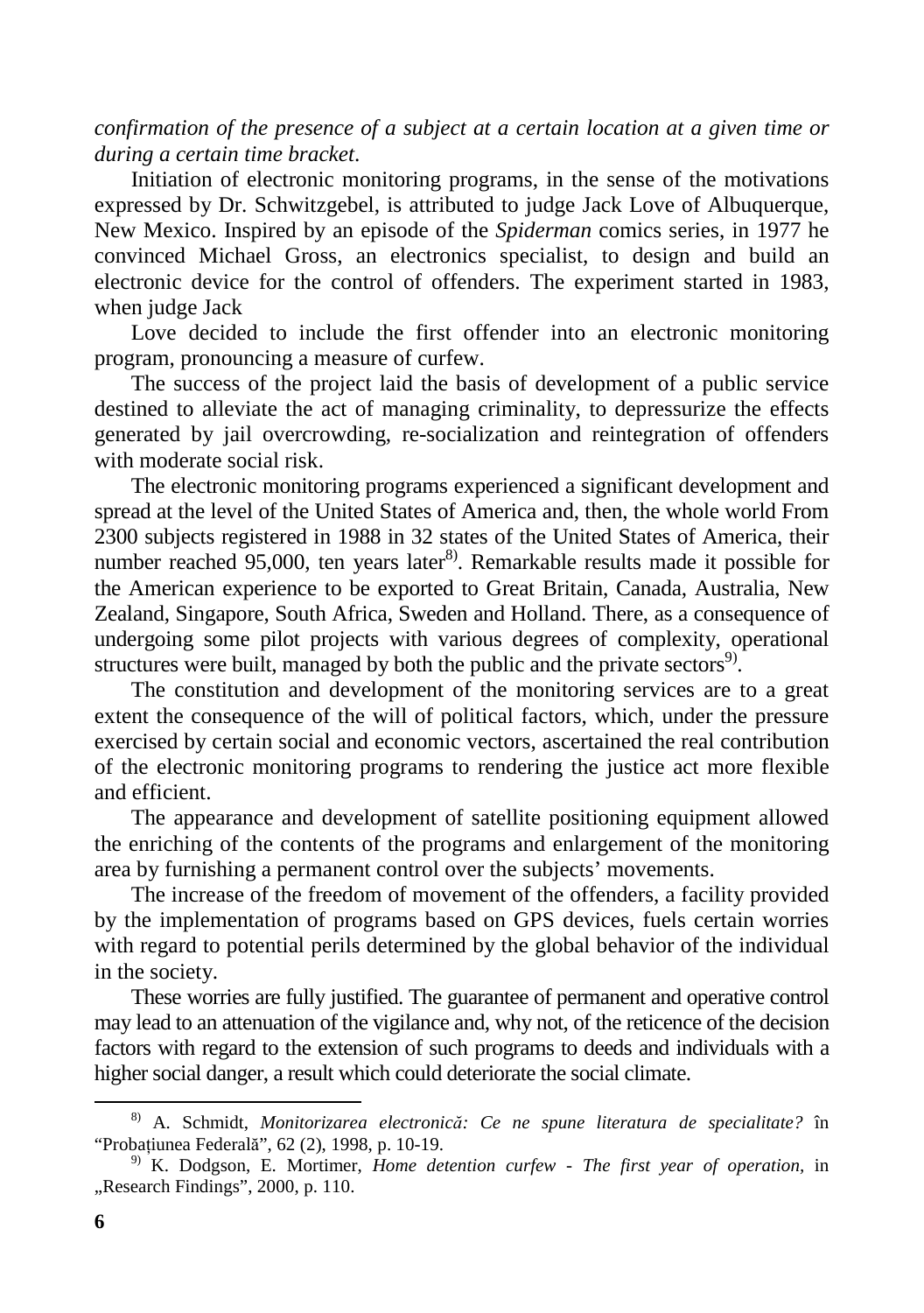*confirmation of the presence of a subject at a certain location at a given time or during a certain time bracket*.

Initiation of electronic monitoring programs, in the sense of the motivations expressed by Dr. Schwitzgebel, is attributed to judge Jack Love of Albuquerque, New Mexico. Inspired by an episode of the *Spiderman* comics series, in 1977 he convinced Michael Gross, an electronics specialist, to design and build an electronic device for the control of offenders. The experiment started in 1983, when judge Jack

Love decided to include the first offender into an electronic monitoring program, pronouncing a measure of curfew.

The success of the project laid the basis of development of a public service destined to alleviate the act of managing criminality, to depressurize the effects generated by jail overcrowding, re-socialization and reintegration of offenders with moderate social risk.

The electronic monitoring programs experienced a significant development and spread at the level of the United States of America and, then, the whole world From 2300 subjects registered in 1988 in 32 states of the United States of America, their number reached 95,000, ten years later[8]. Remarkable results made it possible for the American experience to be exported to Great Britain, Canada, Australia, New Zealand, Singapore, South Africa, Sweden and Holland. There, as a consequence of undergoing some pilot projects with various degrees of complexity, operational structures were built, managed by both the public and the private sectors[9].

The constitution and development of the monitoring services are to a great extent the consequence of the will of political factors, which, under the pressure exercised by certain social and economic vectors, ascertained the real contribution of the electronic monitoring programs to rendering the justice act more flexible and efficient.

The appearance and development of satellite positioning equipment allowed the enriching of the contents of the programs and enlargement of the monitoring area by furnishing a permanent control over the subjects' movements.

The increase of the freedom of movement of the offenders, a facility provided by the implementation of programs based on GPS devices, fuels certain worries with regard to potential perils determined by the global behavior of the individual in the society.

These worries are fully justified. The guarantee of permanent and operative control may lead to an attenuation of the vigilance and, why not, of the reticence of the decision factors with regard to the extension of such programs to deeds and individuals with a higher social danger, a result which could deteriorate the social climate.

---

[8] A. Schmidt, *Monitorizarea electronică: Ce ne spune literatura de specialitate?* în "Probațiunea Federală", 62 (2), 1998, p. 10-19.

[9] K. Dodgson, E. Mortimer, *Home detention curfew - The first year of operation*, in „Research Findings", 2000, p. 110.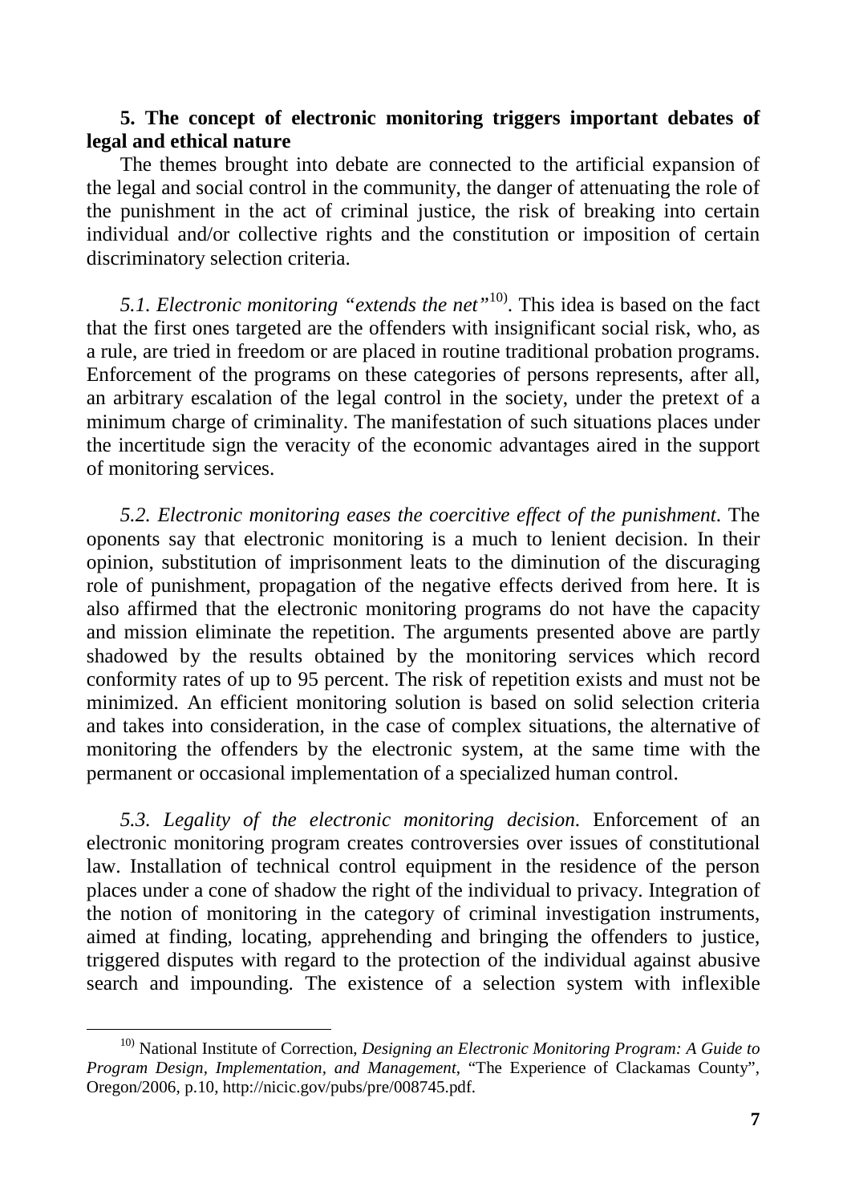**5. The concept of electronic monitoring triggers important debates of legal and ethical nature**

The themes brought into debate are connected to the artificial expansion of the legal and social control in the community, the danger of attenuating the role of the punishment in the act of criminal justice, the risk of breaking into certain individual and/or collective rights and the constitution or imposition of certain discriminatory selection criteria.

*5.1. Electronic monitoring "extends the net"*[10]. This idea is based on the fact that the first ones targeted are the offenders with insignificant social risk, who, as a rule, are tried in freedom or are placed in routine traditional probation programs. Enforcement of the programs on these categories of persons represents, after all, an arbitrary escalation of the legal control in the society, under the pretext of a minimum charge of criminality. The manifestation of such situations places under the incertitude sign the veracity of the economic advantages aired in the support of monitoring services.

*5.2. Electronic monitoring eases the coercitive effect of the punishment.* The oponents say that electronic monitoring is a much to lenient decision. In their opinion, substitution of imprisonment leats to the diminution of the discuraging role of punishment, propagation of the negative effects derived from here. It is also affirmed that the electronic monitoring programs do not have the capacity and mission eliminate the repetition. The arguments presented above are partly shadowed by the results obtained by the monitoring services which record conformity rates of up to 95 percent. The risk of repetition exists and must not be minimized. An efficient monitoring solution is based on solid selection criteria and takes into consideration, in the case of complex situations, the alternative of monitoring the offenders by the electronic system, at the same time with the permanent or occasional implementation of a specialized human control.

*5.3. Legality of the electronic monitoring decision.* Enforcement of an electronic monitoring program creates controversies over issues of constitutional law. Installation of technical control equipment in the residence of the person places under a cone of shadow the right of the individual to privacy. Integration of the notion of monitoring in the category of criminal investigation instruments, aimed at finding, locating, apprehending and bringing the offenders to justice, triggered disputes with regard to the protection of the individual against abusive search and impounding. The existence of a selection system with inflexible

---

[10] National Institute of Correction, *Designing an Electronic Monitoring Program: A Guide to Program Design, Implementation, and Management*, "The Experience of Clackamas County", Oregon/2006, p.10, http://nicic.gov/pubs/pre/008745.pdf.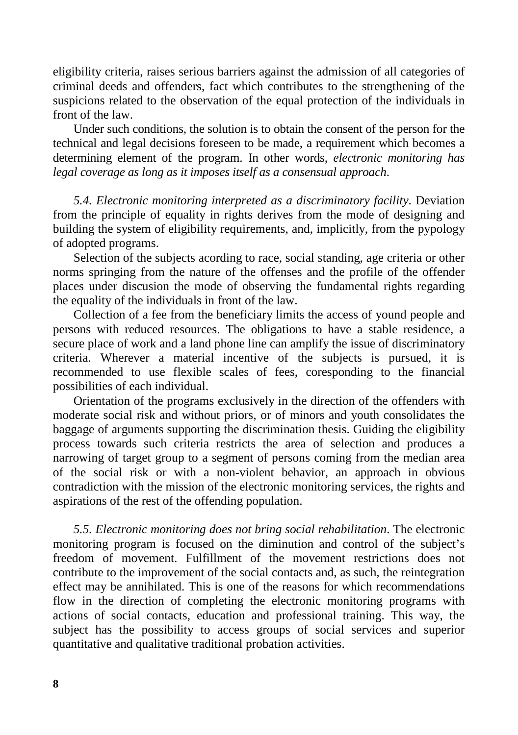eligibility criteria, raises serious barriers against the admission of all categories of criminal deeds and offenders, fact which contributes to the strengthening of the suspicions related to the observation of the equal protection of the individuals in front of the law.

Under such conditions, the solution is to obtain the consent of the person for the technical and legal decisions foreseen to be made, a requirement which becomes a determining element of the program. In other words, *electronic monitoring has legal coverage as long as it imposes itself as a consensual approach*.

*5.4. Electronic monitoring interpreted as a discriminatory facility*. Deviation from the principle of equality in rights derives from the mode of designing and building the system of eligibility requirements, and, implicitly, from the pypology of adopted programs.

Selection of the subjects acording to race, social standing, age criteria or other norms springing from the nature of the offenses and the profile of the offender places under discusion the mode of observing the fundamental rights regarding the equality of the individuals in front of the law.

Collection of a fee from the beneficiary limits the access of yound people and persons with reduced resources. The obligations to have a stable residence, a secure place of work and a land phone line can amplify the issue of discriminatory criteria. Wherever a material incentive of the subjects is pursued, it is recommended to use flexible scales of fees, coresponding to the financial possibilities of each individual.

Orientation of the programs exclusively in the direction of the offenders with moderate social risk and without priors, or of minors and youth consolidates the baggage of arguments supporting the discrimination thesis. Guiding the eligibility process towards such criteria restricts the area of selection and produces a narrowing of target group to a segment of persons coming from the median area of the social risk or with a non-violent behavior, an approach in obvious contradiction with the mission of the electronic monitoring services, the rights and aspirations of the rest of the offending population.

*5.5. Electronic monitoring does not bring social rehabilitation*. The electronic monitoring program is focused on the diminution and control of the subject's freedom of movement. Fulfillment of the movement restrictions does not contribute to the improvement of the social contacts and, as such, the reintegration effect may be annihilated. This is one of the reasons for which recommendations flow in the direction of completing the electronic monitoring programs with actions of social contacts, education and professional training. This way, the subject has the possibility to access groups of social services and superior quantitative and qualitative traditional probation activities.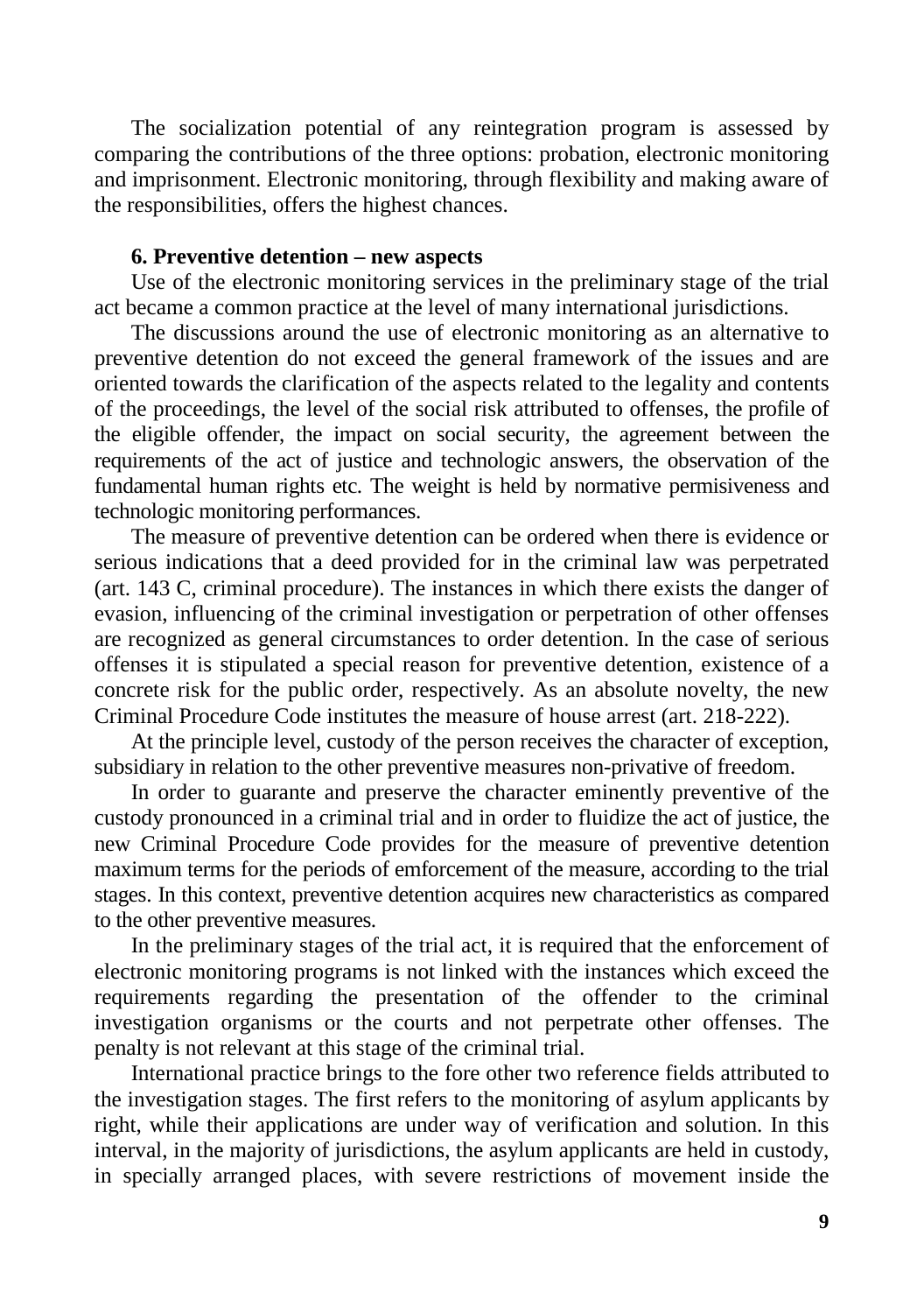The socialization potential of any reintegration program is assessed by comparing the contributions of the three options: probation, electronic monitoring and imprisonment. Electronic monitoring, through flexibility and making aware of the responsibilities, offers the highest chances.

### 6. Preventive detention – new aspects

Use of the electronic monitoring services in the preliminary stage of the trial act became a common practice at the level of many international jurisdictions.

The discussions around the use of electronic monitoring as an alternative to preventive detention do not exceed the general framework of the issues and are oriented towards the clarification of the aspects related to the legality and contents of the proceedings, the level of the social risk attributed to offenses, the profile of the eligible offender, the impact on social security, the agreement between the requirements of the act of justice and technologic answers, the observation of the fundamental human rights etc. The weight is held by normative permisiveness and technologic monitoring performances.

The measure of preventive detention can be ordered when there is evidence or serious indications that a deed provided for in the criminal law was perpetrated (art. 143 C, criminal procedure). The instances in which there exists the danger of evasion, influencing of the criminal investigation or perpetration of other offenses are recognized as general circumstances to order detention. In the case of serious offenses it is stipulated a special reason for preventive detention, existence of a concrete risk for the public order, respectively. As an absolute novelty, the new Criminal Procedure Code institutes the measure of house arrest (art. 218-222).

At the principle level, custody of the person receives the character of exception, subsidiary in relation to the other preventive measures non-privative of freedom.

In order to guarante and preserve the character eminently preventive of the custody pronounced in a criminal trial and in order to fluidize the act of justice, the new Criminal Procedure Code provides for the measure of preventive detention maximum terms for the periods of emforcement of the measure, according to the trial stages. In this context, preventive detention acquires new characteristics as compared to the other preventive measures.

In the preliminary stages of the trial act, it is required that the enforcement of electronic monitoring programs is not linked with the instances which exceed the requirements regarding the presentation of the offender to the criminal investigation organisms or the courts and not perpetrate other offenses. The penalty is not relevant at this stage of the criminal trial.

International practice brings to the fore other two reference fields attributed to the investigation stages. The first refers to the monitoring of asylum applicants by right, while their applications are under way of verification and solution. In this interval, in the majority of jurisdictions, the asylum applicants are held in custody, in specially arranged places, with severe restrictions of movement inside the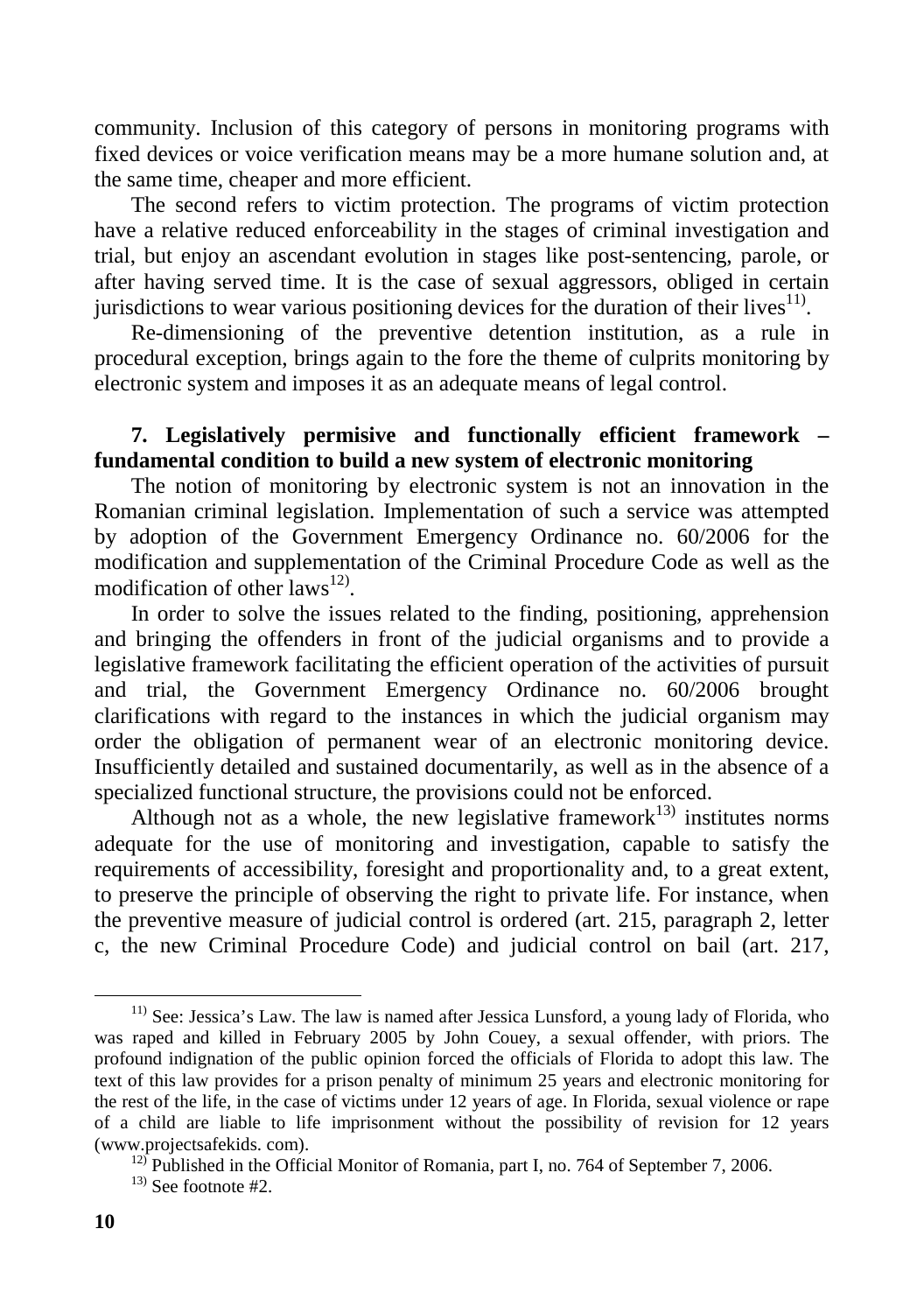community. Inclusion of this category of persons in monitoring programs with fixed devices or voice verification means may be a more humane solution and, at the same time, cheaper and more efficient.

The second refers to victim protection. The programs of victim protection have a relative reduced enforceability in the stages of criminal investigation and trial, but enjoy an ascendant evolution in stages like post-sentencing, parole, or after having served time. It is the case of sexual aggressors, obliged in certain jurisdictions to wear various positioning devices for the duration of their lives[11)].

Re-dimensioning of the preventive detention institution, as a rule in procedural exception, brings again to the fore the theme of culprits monitoring by electronic system and imposes it as an adequate means of legal control.

### 7. Legislatively permisive and functionally efficient framework – fundamental condition to build a new system of electronic monitoring

The notion of monitoring by electronic system is not an innovation in the Romanian criminal legislation. Implementation of such a service was attempted by adoption of the Government Emergency Ordinance no. 60/2006 for the modification and supplementation of the Criminal Procedure Code as well as the modification of other laws[12)].

In order to solve the issues related to the finding, positioning, apprehension and bringing the offenders in front of the judicial organisms and to provide a legislative framework facilitating the efficient operation of the activities of pursuit and trial, the Government Emergency Ordinance no. 60/2006 brought clarifications with regard to the instances in which the judicial organism may order the obligation of permanent wear of an electronic monitoring device. Insufficiently detailed and sustained documentarily, as well as in the absence of a specialized functional structure, the provisions could not be enforced.

Although not as a whole, the new legislative framework[13)] institutes norms adequate for the use of monitoring and investigation, capable to satisfy the requirements of accessibility, foresight and proportionality and, to a great extent, to preserve the principle of observing the right to private life. For instance, when the preventive measure of judicial control is ordered (art. 215, paragraph 2, letter c, the new Criminal Procedure Code) and judicial control on bail (art. 217,

---

[11)] See: Jessica's Law. The law is named after Jessica Lunsford, a young lady of Florida, who was raped and killed in February 2005 by John Couey, a sexual offender, with priors. The profound indignation of the public opinion forced the officials of Florida to adopt this law. The text of this law provides for a prison penalty of minimum 25 years and electronic monitoring for the rest of the life, in the case of victims under 12 years of age. In Florida, sexual violence or rape of a child are liable to life imprisonment without the possibility of revision for 12 years (www.projectsafekids. com).

[12)] Published in the Official Monitor of Romania, part I, no. 764 of September 7, 2006.

[13)] See footnote #2.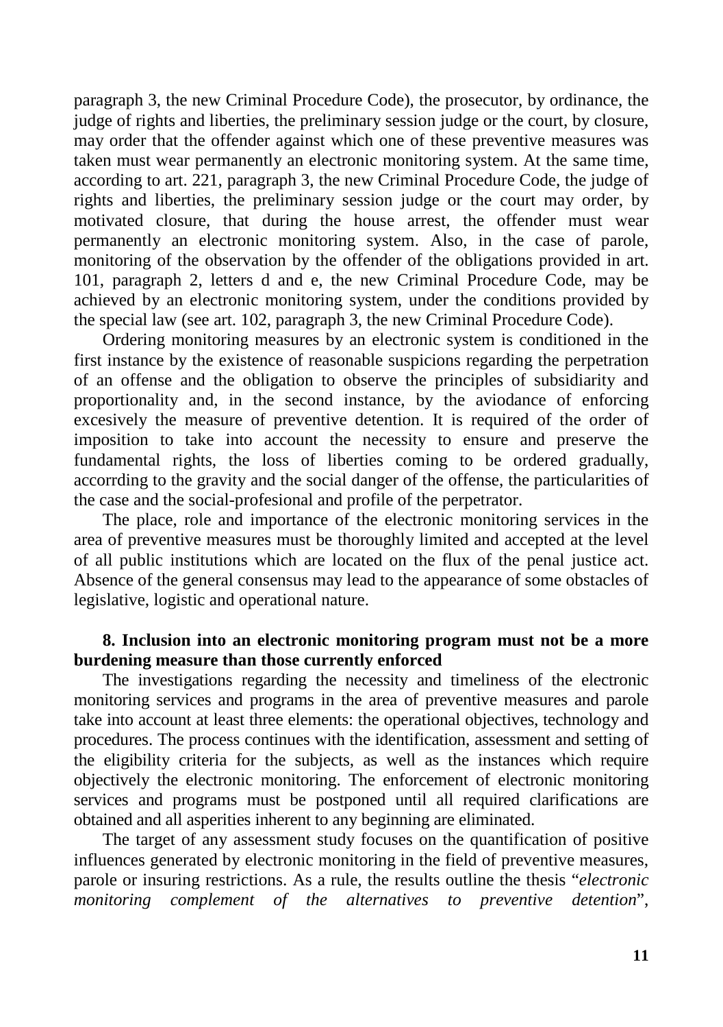paragraph 3, the new Criminal Procedure Code), the prosecutor, by ordinance, the judge of rights and liberties, the preliminary session judge or the court, by closure, may order that the offender against which one of these preventive measures was taken must wear permanently an electronic monitoring system. At the same time, according to art. 221, paragraph 3, the new Criminal Procedure Code, the judge of rights and liberties, the preliminary session judge or the court may order, by motivated closure, that during the house arrest, the offender must wear permanently an electronic monitoring system. Also, in the case of parole, monitoring of the observation by the offender of the obligations provided in art. 101, paragraph 2, letters d and e, the new Criminal Procedure Code, may be achieved by an electronic monitoring system, under the conditions provided by the special law (see art. 102, paragraph 3, the new Criminal Procedure Code).

Ordering monitoring measures by an electronic system is conditioned in the first instance by the existence of reasonable suspicions regarding the perpetration of an offense and the obligation to observe the principles of subsidiarity and proportionality and, in the second instance, by the aviodance of enforcing excesively the measure of preventive detention. It is required of the order of imposition to take into account the necessity to ensure and preserve the fundamental rights, the loss of liberties coming to be ordered gradually, accorrding to the gravity and the social danger of the offense, the particularities of the case and the social-profesional and profile of the perpetrator.

The place, role and importance of the electronic monitoring services in the area of preventive measures must be thoroughly limited and accepted at the level of all public institutions which are located on the flux of the penal justice act. Absence of the general consensus may lead to the appearance of some obstacles of legislative, logistic and operational nature.

**8. Inclusion into an electronic monitoring program must not be a more burdening measure than those currently enforced**

The investigations regarding the necessity and timeliness of the electronic monitoring services and programs in the area of preventive measures and parole take into account at least three elements: the operational objectives, technology and procedures. The process continues with the identification, assessment and setting of the eligibility criteria for the subjects, as well as the instances which require objectively the electronic monitoring. The enforcement of electronic monitoring services and programs must be postponed until all required clarifications are obtained and all asperities inherent to any beginning are eliminated.

The target of any assessment study focuses on the quantification of positive influences generated by electronic monitoring in the field of preventive measures, parole or insuring restrictions. As a rule, the results outline the thesis "*electronic monitoring complement of the alternatives to preventive detention*",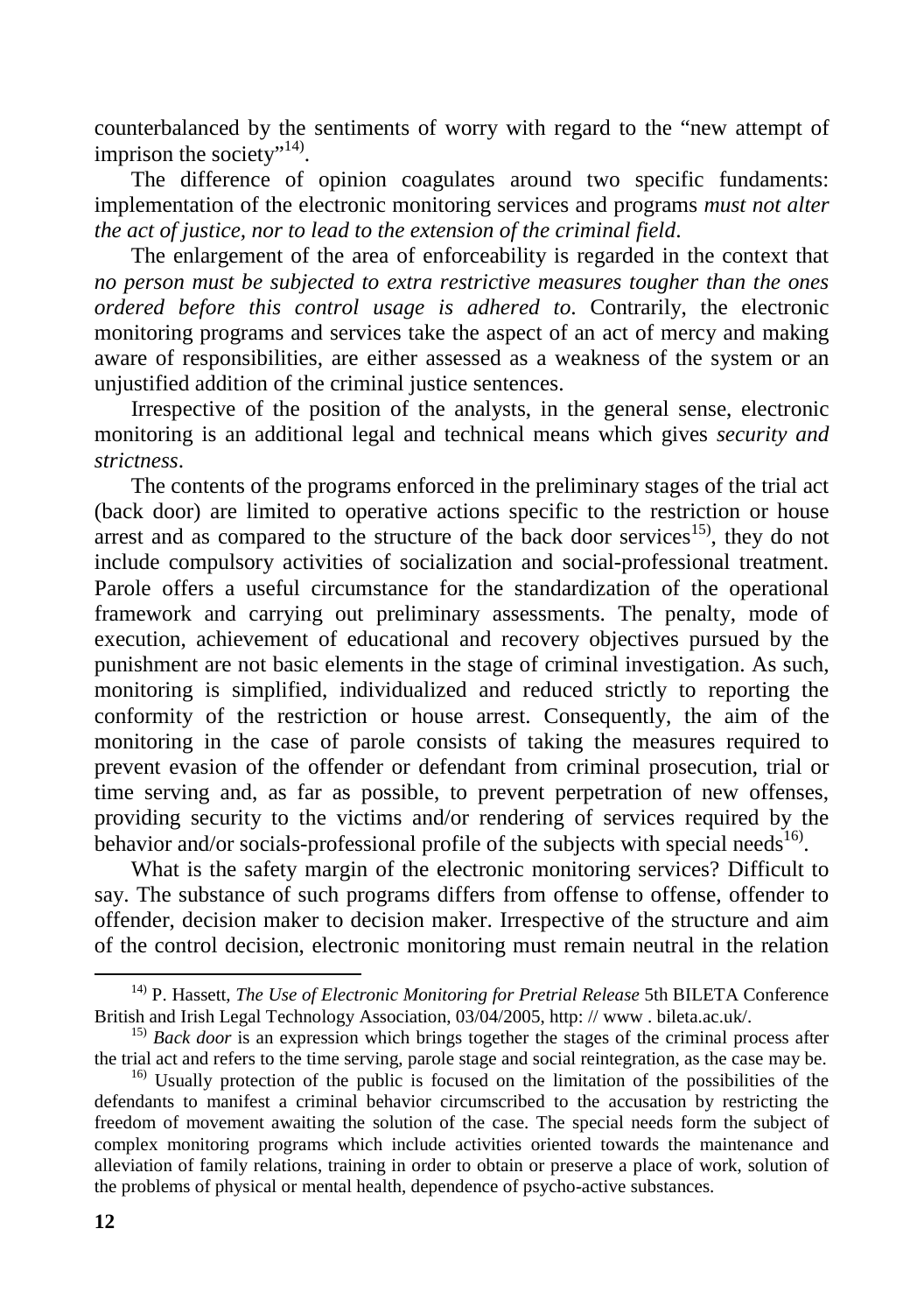counterbalanced by the sentiments of worry with regard to the "new attempt of imprison the society"[14].

The difference of opinion coagulates around two specific fundaments: implementation of the electronic monitoring services and programs *must not alter the act of justice, nor to lead to the extension of the criminal field*.

The enlargement of the area of enforceability is regarded in the context that *no person must be subjected to extra restrictive measures tougher than the ones ordered before this control usage is adhered to*. Contrarily, the electronic monitoring programs and services take the aspect of an act of mercy and making aware of responsibilities, are either assessed as a weakness of the system or an unjustified addition of the criminal justice sentences.

Irrespective of the position of the analysts, in the general sense, electronic monitoring is an additional legal and technical means which gives *security and strictness*.

The contents of the programs enforced in the preliminary stages of the trial act (back door) are limited to operative actions specific to the restriction or house arrest and as compared to the structure of the back door services[15], they do not include compulsory activities of socialization and social-professional treatment. Parole offers a useful circumstance for the standardization of the operational framework and carrying out preliminary assessments. The penalty, mode of execution, achievement of educational and recovery objectives pursued by the punishment are not basic elements in the stage of criminal investigation. As such, monitoring is simplified, individualized and reduced strictly to reporting the conformity of the restriction or house arrest. Consequently, the aim of the monitoring in the case of parole consists of taking the measures required to prevent evasion of the offender or defendant from criminal prosecution, trial or time serving and, as far as possible, to prevent perpetration of new offenses, providing security to the victims and/or rendering of services required by the behavior and/or socials-professional profile of the subjects with special needs[16].

What is the safety margin of the electronic monitoring services? Difficult to say. The substance of such programs differs from offense to offense, offender to offender, decision maker to decision maker. Irrespective of the structure and aim of the control decision, electronic monitoring must remain neutral in the relation

---

[14] P. Hassett, *The Use of Electronic Monitoring for Pretrial Release* 5th BILETA Conference British and Irish Legal Technology Association, 03/04/2005, http: // www . bileta.ac.uk/.

[15] *Back door* is an expression which brings together the stages of the criminal process after the trial act and refers to the time serving, parole stage and social reintegration, as the case may be.

[16] Usually protection of the public is focused on the limitation of the possibilities of the defendants to manifest a criminal behavior circumscribed to the accusation by restricting the freedom of movement awaiting the solution of the case. The special needs form the subject of complex monitoring programs which include activities oriented towards the maintenance and alleviation of family relations, training in order to obtain or preserve a place of work, solution of the problems of physical or mental health, dependence of psycho-active substances.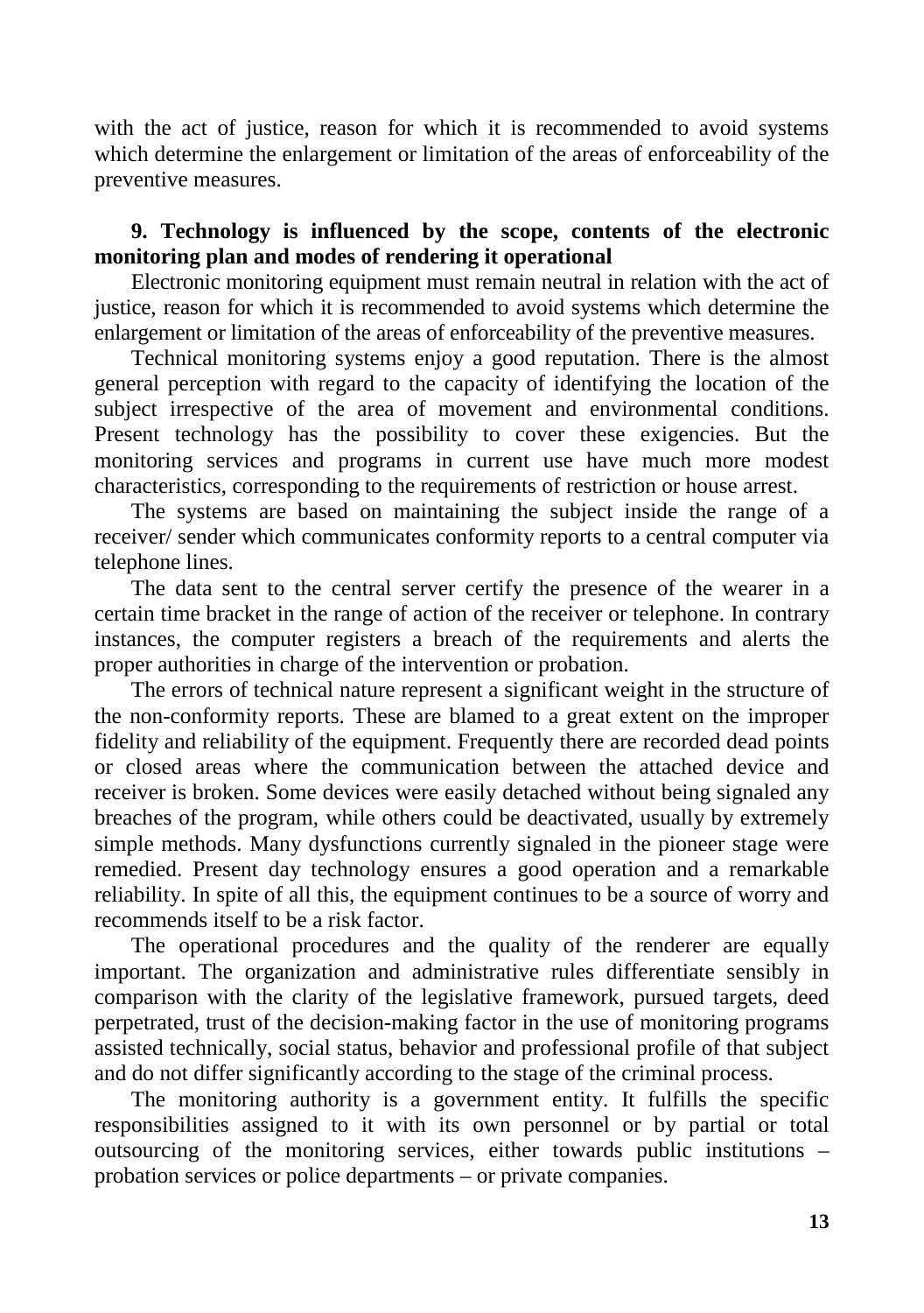with the act of justice, reason for which it is recommended to avoid systems which determine the enlargement or limitation of the areas of enforceability of the preventive measures.

## 9. Technology is influenced by the scope, contents of the electronic monitoring plan and modes of rendering it operational

Electronic monitoring equipment must remain neutral in relation with the act of justice, reason for which it is recommended to avoid systems which determine the enlargement or limitation of the areas of enforceability of the preventive measures.

Technical monitoring systems enjoy a good reputation. There is the almost general perception with regard to the capacity of identifying the location of the subject irrespective of the area of movement and environmental conditions. Present technology has the possibility to cover these exigencies. But the monitoring services and programs in current use have much more modest characteristics, corresponding to the requirements of restriction or house arrest.

The systems are based on maintaining the subject inside the range of a receiver/ sender which communicates conformity reports to a central computer via telephone lines.

The data sent to the central server certify the presence of the wearer in a certain time bracket in the range of action of the receiver or telephone. In contrary instances, the computer registers a breach of the requirements and alerts the proper authorities in charge of the intervention or probation.

The errors of technical nature represent a significant weight in the structure of the non-conformity reports. These are blamed to a great extent on the improper fidelity and reliability of the equipment. Frequently there are recorded dead points or closed areas where the communication between the attached device and receiver is broken. Some devices were easily detached without being signaled any breaches of the program, while others could be deactivated, usually by extremely simple methods. Many dysfunctions currently signaled in the pioneer stage were remedied. Present day technology ensures a good operation and a remarkable reliability. In spite of all this, the equipment continues to be a source of worry and recommends itself to be a risk factor.

The operational procedures and the quality of the renderer are equally important. The organization and administrative rules differentiate sensibly in comparison with the clarity of the legislative framework, pursued targets, deed perpetrated, trust of the decision-making factor in the use of monitoring programs assisted technically, social status, behavior and professional profile of that subject and do not differ significantly according to the stage of the criminal process.

The monitoring authority is a government entity. It fulfills the specific responsibilities assigned to it with its own personnel or by partial or total outsourcing of the monitoring services, either towards public institutions – probation services or police departments – or private companies.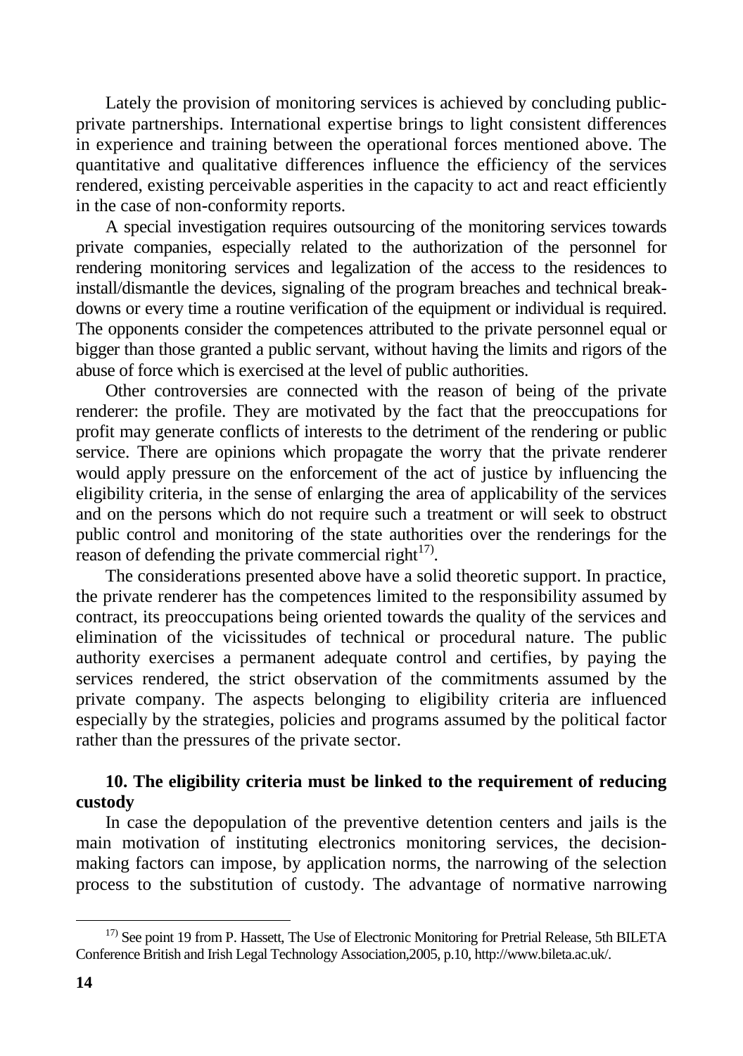Lately the provision of monitoring services is achieved by concluding public-private partnerships. International expertise brings to light consistent differences in experience and training between the operational forces mentioned above. The quantitative and qualitative differences influence the efficiency of the services rendered, existing perceivable asperities in the capacity to act and react efficiently in the case of non-conformity reports.

A special investigation requires outsourcing of the monitoring services towards private companies, especially related to the authorization of the personnel for rendering monitoring services and legalization of the access to the residences to install/dismantle the devices, signaling of the program breaches and technical break-downs or every time a routine verification of the equipment or individual is required. The opponents consider the competences attributed to the private personnel equal or bigger than those granted a public servant, without having the limits and rigors of the abuse of force which is exercised at the level of public authorities.

Other controversies are connected with the reason of being of the private renderer: the profile. They are motivated by the fact that the preoccupations for profit may generate conflicts of interests to the detriment of the rendering or public service. There are opinions which propagate the worry that the private renderer would apply pressure on the enforcement of the act of justice by influencing the eligibility criteria, in the sense of enlarging the area of applicability of the services and on the persons which do not require such a treatment or will seek to obstruct public control and monitoring of the state authorities over the renderings for the reason of defending the private commercial right[17].

The considerations presented above have a solid theoretic support. In practice, the private renderer has the competences limited to the responsibility assumed by contract, its preoccupations being oriented towards the quality of the services and elimination of the vicissitudes of technical or procedural nature. The public authority exercises a permanent adequate control and certifies, by paying the services rendered, the strict observation of the commitments assumed by the private company. The aspects belonging to eligibility criteria are influenced especially by the strategies, policies and programs assumed by the political factor rather than the pressures of the private sector.

### 10. The eligibility criteria must be linked to the requirement of reducing custody

In case the depopulation of the preventive detention centers and jails is the main motivation of instituting electronics monitoring services, the decision-making factors can impose, by application norms, the narrowing of the selection process to the substitution of custody. The advantage of normative narrowing

---

[17] See point 19 from P. Hassett, The Use of Electronic Monitoring for Pretrial Release, 5th BILETA Conference British and Irish Legal Technology Association,2005, p.10, http://www.bileta.ac.uk/.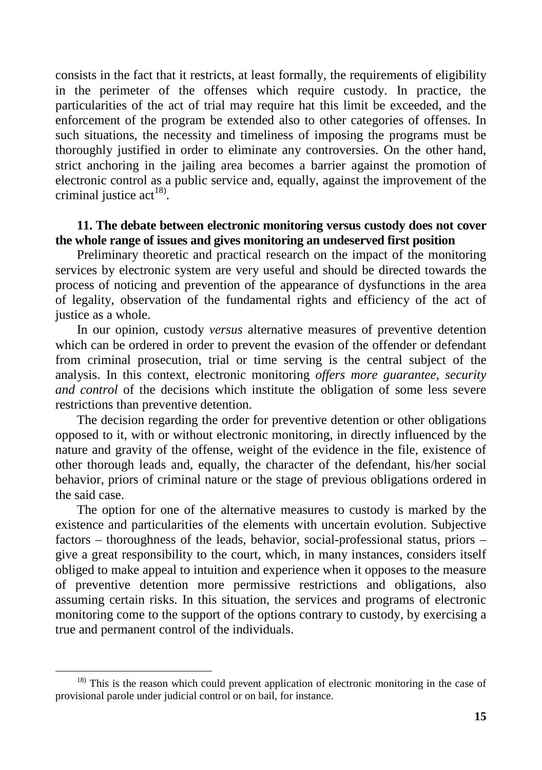consists in the fact that it restricts, at least formally, the requirements of eligibility in the perimeter of the offenses which require custody. In practice, the particularities of the act of trial may require hat this limit be exceeded, and the enforcement of the program be extended also to other categories of offenses. In such situations, the necessity and timeliness of imposing the programs must be thoroughly justified in order to eliminate any controversies. On the other hand, strict anchoring in the jailing area becomes a barrier against the promotion of electronic control as a public service and, equally, against the improvement of the criminal justice act[18)].

**11. The debate between electronic monitoring versus custody does not cover the whole range of issues and gives monitoring an undeserved first position**

Preliminary theoretic and practical research on the impact of the monitoring services by electronic system are very useful and should be directed towards the process of noticing and prevention of the appearance of dysfunctions in the area of legality, observation of the fundamental rights and efficiency of the act of justice as a whole.

In our opinion, custody *versus* alternative measures of preventive detention which can be ordered in order to prevent the evasion of the offender or defendant from criminal prosecution, trial or time serving is the central subject of the analysis. In this context, electronic monitoring *offers more guarantee, security and control* of the decisions which institute the obligation of some less severe restrictions than preventive detention.

The decision regarding the order for preventive detention or other obligations opposed to it, with or without electronic monitoring, in directly influenced by the nature and gravity of the offense, weight of the evidence in the file, existence of other thorough leads and, equally, the character of the defendant, his/her social behavior, priors of criminal nature or the stage of previous obligations ordered in the said case.

The option for one of the alternative measures to custody is marked by the existence and particularities of the elements with uncertain evolution. Subjective factors – thoroughness of the leads, behavior, social-professional status, priors – give a great responsibility to the court, which, in many instances, considers itself obliged to make appeal to intuition and experience when it opposes to the measure of preventive detention more permissive restrictions and obligations, also assuming certain risks. In this situation, the services and programs of electronic monitoring come to the support of the options contrary to custody, by exercising a true and permanent control of the individuals.

---

[18)] This is the reason which could prevent application of electronic monitoring in the case of provisional parole under judicial control or on bail, for instance.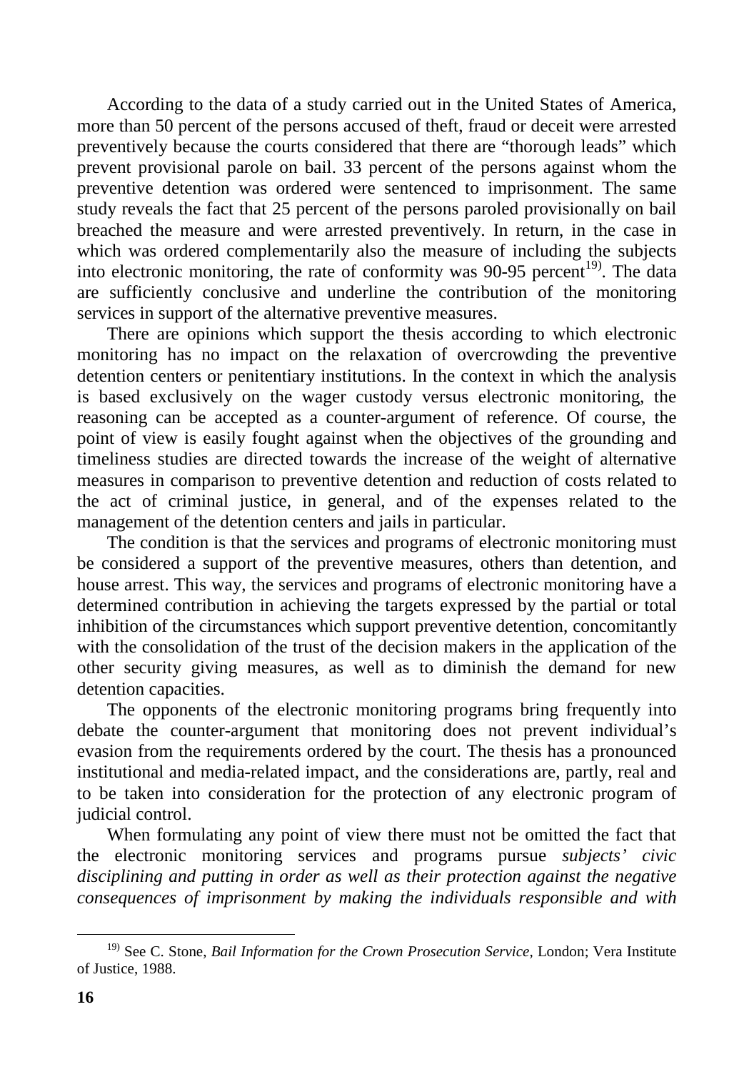According to the data of a study carried out in the United States of America, more than 50 percent of the persons accused of theft, fraud or deceit were arrested preventively because the courts considered that there are "thorough leads" which prevent provisional parole on bail. 33 percent of the persons against whom the preventive detention was ordered were sentenced to imprisonment. The same study reveals the fact that 25 percent of the persons paroled provisionally on bail breached the measure and were arrested preventively. In return, in the case in which was ordered complementarily also the measure of including the subjects into electronic monitoring, the rate of conformity was 90-95 percent[19]. The data are sufficiently conclusive and underline the contribution of the monitoring services in support of the alternative preventive measures.

There are opinions which support the thesis according to which electronic monitoring has no impact on the relaxation of overcrowding the preventive detention centers or penitentiary institutions. In the context in which the analysis is based exclusively on the wager custody versus electronic monitoring, the reasoning can be accepted as a counter-argument of reference. Of course, the point of view is easily fought against when the objectives of the grounding and timeliness studies are directed towards the increase of the weight of alternative measures in comparison to preventive detention and reduction of costs related to the act of criminal justice, in general, and of the expenses related to the management of the detention centers and jails in particular.

The condition is that the services and programs of electronic monitoring must be considered a support of the preventive measures, others than detention, and house arrest. This way, the services and programs of electronic monitoring have a determined contribution in achieving the targets expressed by the partial or total inhibition of the circumstances which support preventive detention, concomitantly with the consolidation of the trust of the decision makers in the application of the other security giving measures, as well as to diminish the demand for new detention capacities.

The opponents of the electronic monitoring programs bring frequently into debate the counter-argument that monitoring does not prevent individual's evasion from the requirements ordered by the court. The thesis has a pronounced institutional and media-related impact, and the considerations are, partly, real and to be taken into consideration for the protection of any electronic program of judicial control.

When formulating any point of view there must not be omitted the fact that the electronic monitoring services and programs pursue *subjects' civic disciplining and putting in order as well as their protection against the negative consequences of imprisonment by making the individuals responsible and with*

---

[19] See C. Stone, *Bail Information for the Crown Prosecution Service*, London; Vera Institute of Justice, 1988.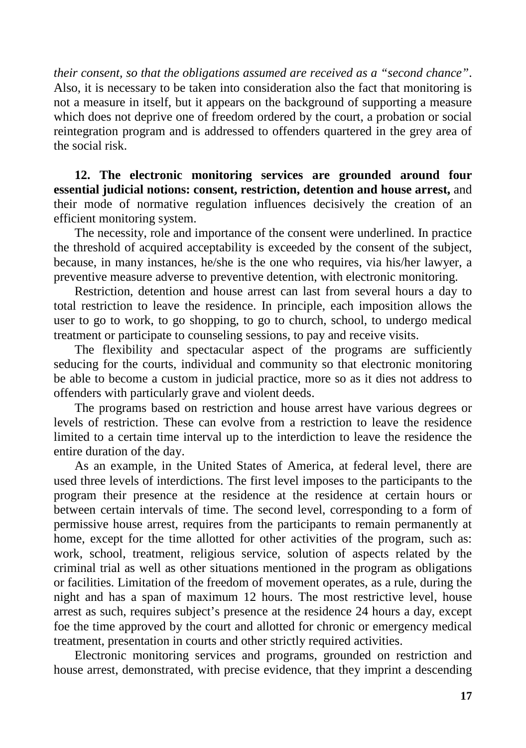*their consent, so that the obligations assumed are received as a "second chance".* Also, it is necessary to be taken into consideration also the fact that monitoring is not a measure in itself, but it appears on the background of supporting a measure which does not deprive one of freedom ordered by the court, a probation or social reintegration program and is addressed to offenders quartered in the grey area of the social risk.

**12. The electronic monitoring services are grounded around four essential judicial notions: consent, restriction, detention and house arrest,** and their mode of normative regulation influences decisively the creation of an efficient monitoring system.

The necessity, role and importance of the consent were underlined. In practice the threshold of acquired acceptability is exceeded by the consent of the subject, because, in many instances, he/she is the one who requires, via his/her lawyer, a preventive measure adverse to preventive detention, with electronic monitoring.

Restriction, detention and house arrest can last from several hours a day to total restriction to leave the residence. In principle, each imposition allows the user to go to work, to go shopping, to go to church, school, to undergo medical treatment or participate to counseling sessions, to pay and receive visits.

The flexibility and spectacular aspect of the programs are sufficiently seducing for the courts, individual and community so that electronic monitoring be able to become a custom in judicial practice, more so as it dies not address to offenders with particularly grave and violent deeds.

The programs based on restriction and house arrest have various degrees or levels of restriction. These can evolve from a restriction to leave the residence limited to a certain time interval up to the interdiction to leave the residence the entire duration of the day.

As an example, in the United States of America, at federal level, there are used three levels of interdictions. The first level imposes to the participants to the program their presence at the residence at the residence at certain hours or between certain intervals of time. The second level, corresponding to a form of permissive house arrest, requires from the participants to remain permanently at home, except for the time allotted for other activities of the program, such as: work, school, treatment, religious service, solution of aspects related by the criminal trial as well as other situations mentioned in the program as obligations or facilities. Limitation of the freedom of movement operates, as a rule, during the night and has a span of maximum 12 hours. The most restrictive level, house arrest as such, requires subject's presence at the residence 24 hours a day, except foe the time approved by the court and allotted for chronic or emergency medical treatment, presentation in courts and other strictly required activities.

Electronic monitoring services and programs, grounded on restriction and house arrest, demonstrated, with precise evidence, that they imprint a descending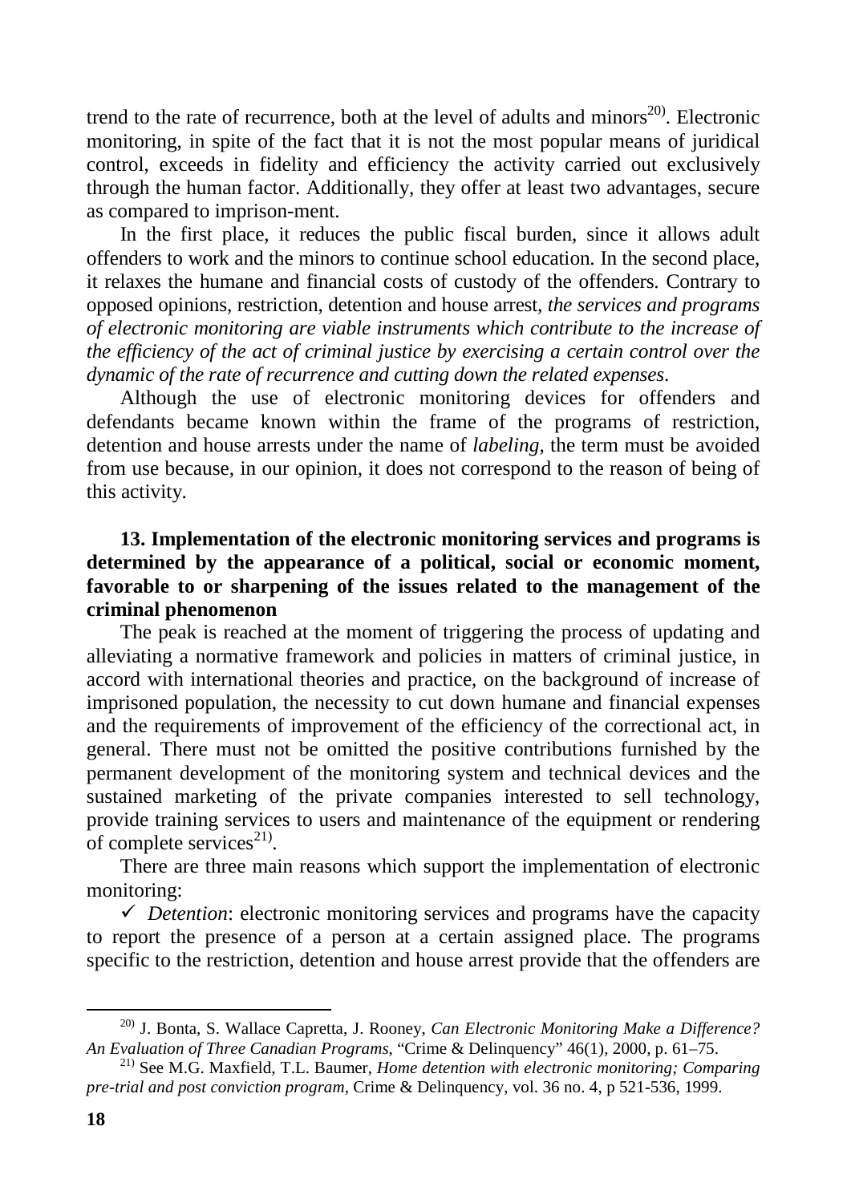trend to the rate of recurrence, both at the level of adults and minors[20]. Electronic monitoring, in spite of the fact that it is not the most popular means of juridical control, exceeds in fidelity and efficiency the activity carried out exclusively through the human factor. Additionally, they offer at least two advantages, secure as compared to imprison-ment.

In the first place, it reduces the public fiscal burden, since it allows adult offenders to work and the minors to continue school education. In the second place, it relaxes the humane and financial costs of custody of the offenders. Contrary to opposed opinions, restriction, detention and house arrest, *the services and programs of electronic monitoring are viable instruments which contribute to the increase of the efficiency of the act of criminal justice by exercising a certain control over the dynamic of the rate of recurrence and cutting down the related expenses*.

Although the use of electronic monitoring devices for offenders and defendants became known within the frame of the programs of restriction, detention and house arrests under the name of *labeling*, the term must be avoided from use because, in our opinion, it does not correspond to the reason of being of this activity.

**13. Implementation of the electronic monitoring services and programs is determined by the appearance of a political, social or economic moment, favorable to or sharpening of the issues related to the management of the criminal phenomenon**

The peak is reached at the moment of triggering the process of updating and alleviating a normative framework and policies in matters of criminal justice, in accord with international theories and practice, on the background of increase of imprisoned population, the necessity to cut down humane and financial expenses and the requirements of improvement of the efficiency of the correctional act, in general. There must not be omitted the positive contributions furnished by the permanent development of the monitoring system and technical devices and the sustained marketing of the private companies interested to sell technology, provide training services to users and maintenance of the equipment or rendering of complete services[21].

There are three main reasons which support the implementation of electronic monitoring:

- ✓ *Detention*: electronic monitoring services and programs have the capacity to report the presence of a person at a certain assigned place. The programs specific to the restriction, detention and house arrest provide that the offenders are

---

[20] J. Bonta, S. Wallace Capretta, J. Rooney, *Can Electronic Monitoring Make a Difference? An Evaluation of Three Canadian Programs*, "Crime & Delinquency" 46(1), 2000, p. 61–75.

[21] See M.G. Maxfield, T.L. Baumer, *Home detention with electronic monitoring; Comparing pre-trial and post conviction program*, Crime & Delinquency, vol. 36 no. 4, p 521-536, 1999.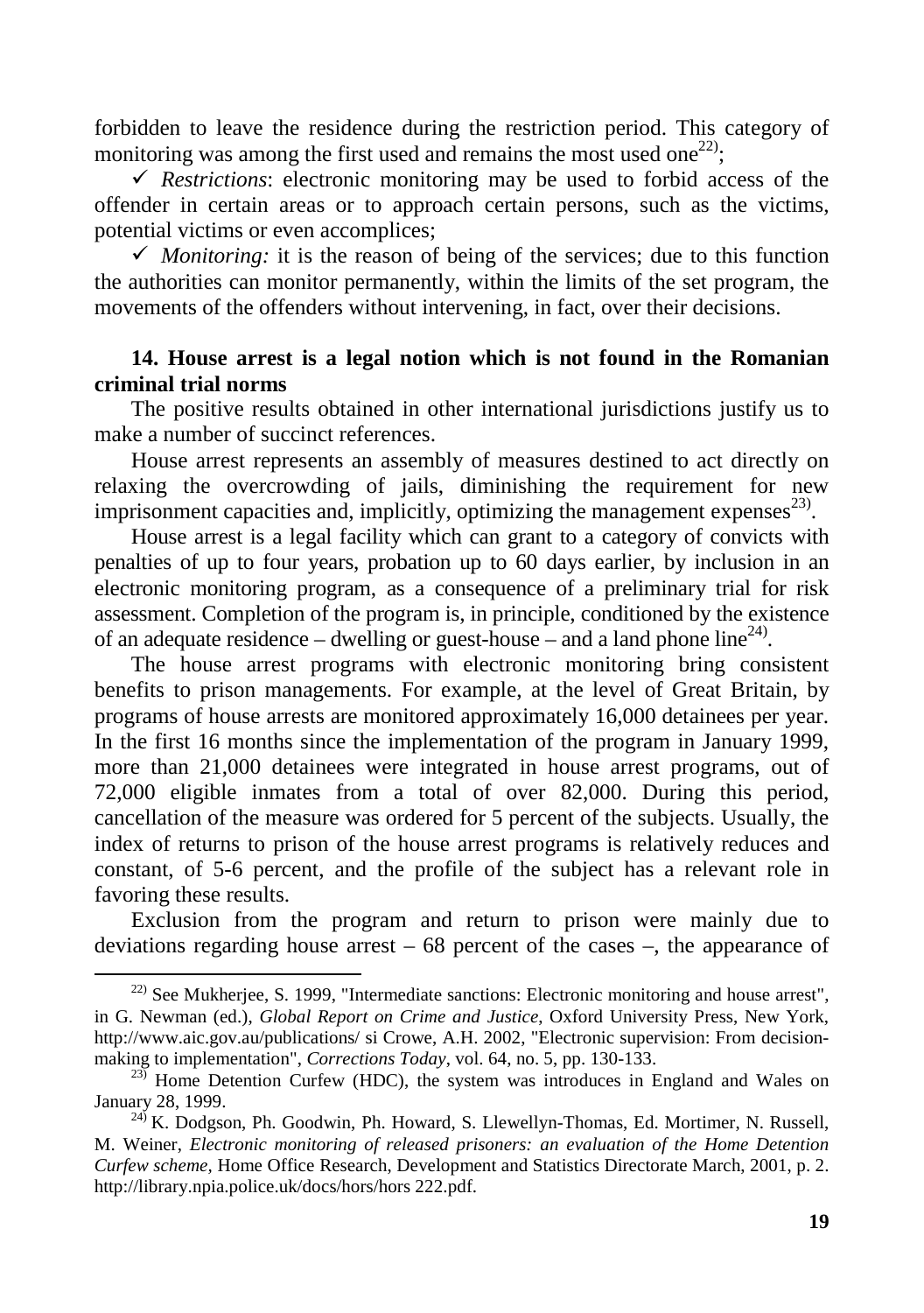forbidden to leave the residence during the restriction period. This category of monitoring was among the first used and remains the most used one[22];

✓ *Restrictions*: electronic monitoring may be used to forbid access of the offender in certain areas or to approach certain persons, such as the victims, potential victims or even accomplices;

✓ *Monitoring:* it is the reason of being of the services; due to this function the authorities can monitor permanently, within the limits of the set program, the movements of the offenders without intervening, in fact, over their decisions.

**14. House arrest is a legal notion which is not found in the Romanian criminal trial norms**

The positive results obtained in other international jurisdictions justify us to make a number of succinct references.

House arrest represents an assembly of measures destined to act directly on relaxing the overcrowding of jails, diminishing the requirement for new imprisonment capacities and, implicitly, optimizing the management expenses[23].

House arrest is a legal facility which can grant to a category of convicts with penalties of up to four years, probation up to 60 days earlier, by inclusion in an electronic monitoring program, as a consequence of a preliminary trial for risk assessment. Completion of the program is, in principle, conditioned by the existence of an adequate residence – dwelling or guest-house – and a land phone line[24].

The house arrest programs with electronic monitoring bring consistent benefits to prison managements. For example, at the level of Great Britain, by programs of house arrests are monitored approximately 16,000 detainees per year. In the first 16 months since the implementation of the program in January 1999, more than 21,000 detainees were integrated in house arrest programs, out of 72,000 eligible inmates from a total of over 82,000. During this period, cancellation of the measure was ordered for 5 percent of the subjects. Usually, the index of returns to prison of the house arrest programs is relatively reduces and constant, of 5-6 percent, and the profile of the subject has a relevant role in favoring these results.

Exclusion from the program and return to prison were mainly due to deviations regarding house arrest – 68 percent of the cases –, the appearance of

---

[22] See Mukherjee, S. 1999, "Intermediate sanctions: Electronic monitoring and house arrest", in G. Newman (ed.), *Global Report on Crime and Justice*, Oxford University Press, New York, http://www.aic.gov.au/publications/ si Crowe, A.H. 2002, "Electronic supervision: From decision-making to implementation", *Corrections Today*, vol. 64, no. 5, pp. 130-133.

[23] Home Detention Curfew (HDC), the system was introduces in England and Wales on January 28, 1999.

[24] K. Dodgson, Ph. Goodwin, Ph. Howard, S. Llewellyn-Thomas, Ed. Mortimer, N. Russell, M. Weiner, *Electronic monitoring of released prisoners: an evaluation of the Home Detention Curfew scheme*, Home Office Research, Development and Statistics Directorate March, 2001, p. 2. http://library.npia.police.uk/docs/hors/hors 222.pdf.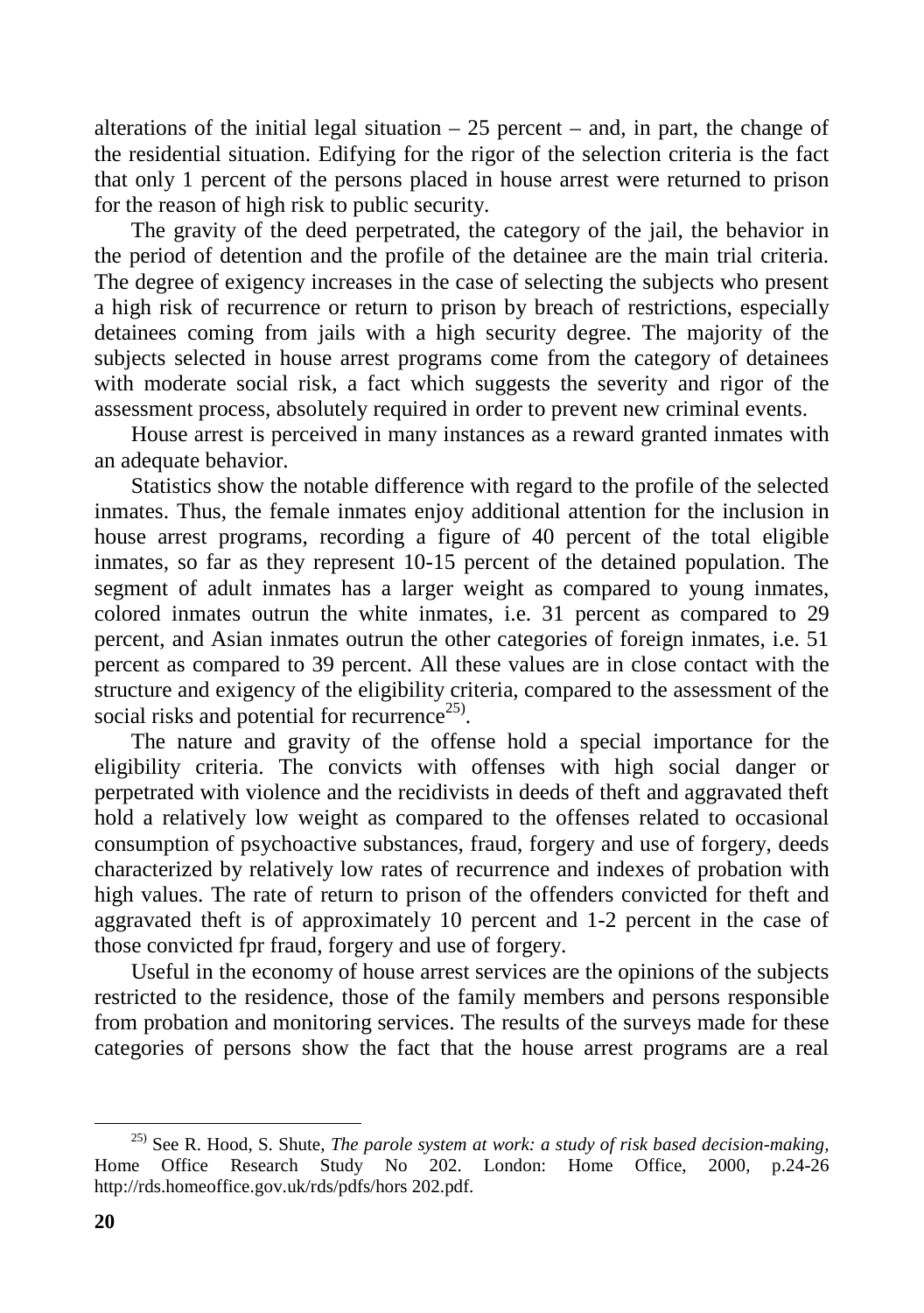alterations of the initial legal situation – 25 percent – and, in part, the change of the residential situation. Edifying for the rigor of the selection criteria is the fact that only 1 percent of the persons placed in house arrest were returned to prison for the reason of high risk to public security.

The gravity of the deed perpetrated, the category of the jail, the behavior in the period of detention and the profile of the detainee are the main trial criteria. The degree of exigency increases in the case of selecting the subjects who present a high risk of recurrence or return to prison by breach of restrictions, especially detainees coming from jails with a high security degree. The majority of the subjects selected in house arrest programs come from the category of detainees with moderate social risk, a fact which suggests the severity and rigor of the assessment process, absolutely required in order to prevent new criminal events.

House arrest is perceived in many instances as a reward granted inmates with an adequate behavior.

Statistics show the notable difference with regard to the profile of the selected inmates. Thus, the female inmates enjoy additional attention for the inclusion in house arrest programs, recording a figure of 40 percent of the total eligible inmates, so far as they represent 10-15 percent of the detained population. The segment of adult inmates has a larger weight as compared to young inmates, colored inmates outrun the white inmates, i.e. 31 percent as compared to 29 percent, and Asian inmates outrun the other categories of foreign inmates, i.e. 51 percent as compared to 39 percent. All these values are in close contact with the structure and exigency of the eligibility criteria, compared to the assessment of the social risks and potential for recurrence[25)].

The nature and gravity of the offense hold a special importance for the eligibility criteria. The convicts with offenses with high social danger or perpetrated with violence and the recidivists in deeds of theft and aggravated theft hold a relatively low weight as compared to the offenses related to occasional consumption of psychoactive substances, fraud, forgery and use of forgery, deeds characterized by relatively low rates of recurrence and indexes of probation with high values. The rate of return to prison of the offenders convicted for theft and aggravated theft is of approximately 10 percent and 1-2 percent in the case of those convicted fpr fraud, forgery and use of forgery.

Useful in the economy of house arrest services are the opinions of the subjects restricted to the residence, those of the family members and persons responsible from probation and monitoring services. The results of the surveys made for these categories of persons show the fact that the house arrest programs are a real

---

[25)] See R. Hood, S. Shute, *The parole system at work: a study of risk based decision-making,* Home Office Research Study No 202. London: Home Office, 2000, p.24-26 http://rds.homeoffice.gov.uk/rds/pdfs/hors 202.pdf.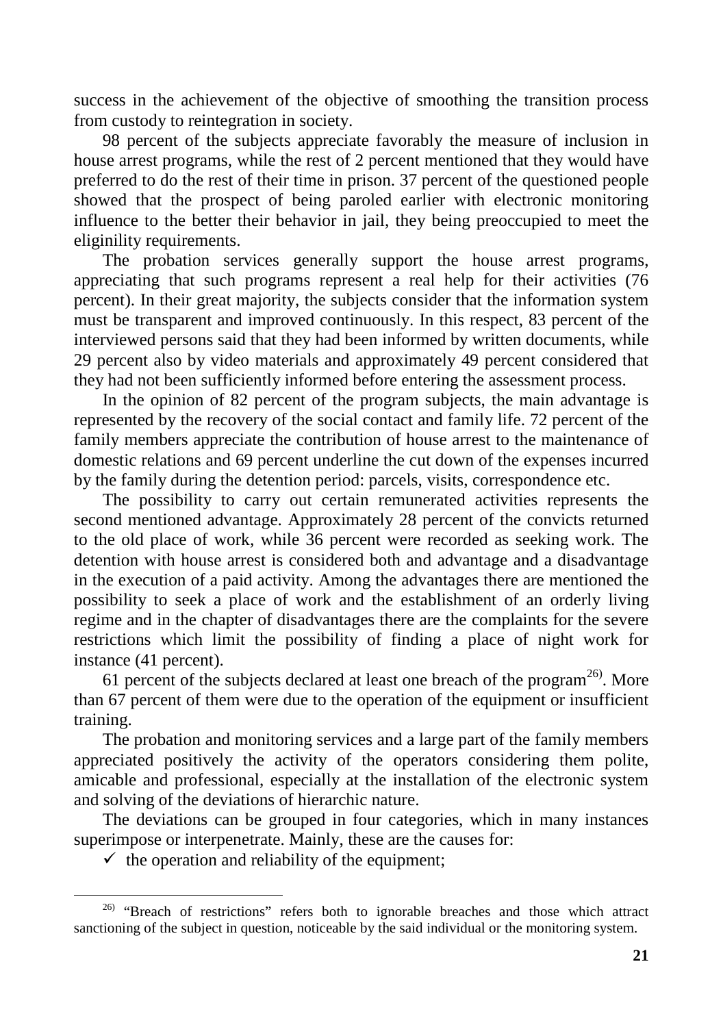success in the achievement of the objective of smoothing the transition process from custody to reintegration in society.

98 percent of the subjects appreciate favorably the measure of inclusion in house arrest programs, while the rest of 2 percent mentioned that they would have preferred to do the rest of their time in prison. 37 percent of the questioned people showed that the prospect of being paroled earlier with electronic monitoring influence to the better their behavior in jail, they being preoccupied to meet the eliginility requirements.

The probation services generally support the house arrest programs, appreciating that such programs represent a real help for their activities (76 percent). In their great majority, the subjects consider that the information system must be transparent and improved continuously. In this respect, 83 percent of the interviewed persons said that they had been informed by written documents, while 29 percent also by video materials and approximately 49 percent considered that they had not been sufficiently informed before entering the assessment process.

In the opinion of 82 percent of the program subjects, the main advantage is represented by the recovery of the social contact and family life. 72 percent of the family members appreciate the contribution of house arrest to the maintenance of domestic relations and 69 percent underline the cut down of the expenses incurred by the family during the detention period: parcels, visits, correspondence etc.

The possibility to carry out certain remunerated activities represents the second mentioned advantage. Approximately 28 percent of the convicts returned to the old place of work, while 36 percent were recorded as seeking work. The detention with house arrest is considered both and advantage and a disadvantage in the execution of a paid activity. Among the advantages there are mentioned the possibility to seek a place of work and the establishment of an orderly living regime and in the chapter of disadvantages there are the complaints for the severe restrictions which limit the possibility of finding a place of night work for instance (41 percent).

61 percent of the subjects declared at least one breach of the program[26]. More than 67 percent of them were due to the operation of the equipment or insufficient training.

The probation and monitoring services and a large part of the family members appreciated positively the activity of the operators considering them polite, amicable and professional, especially at the installation of the electronic system and solving of the deviations of hierarchic nature.

The deviations can be grouped in four categories, which in many instances superimpose or interpenetrate. Mainly, these are the causes for:

- ✓ the operation and reliability of the equipment;

---

[26] "Breach of restrictions" refers both to ignorable breaches and those which attract sanctioning of the subject in question, noticeable by the said individual or the monitoring system.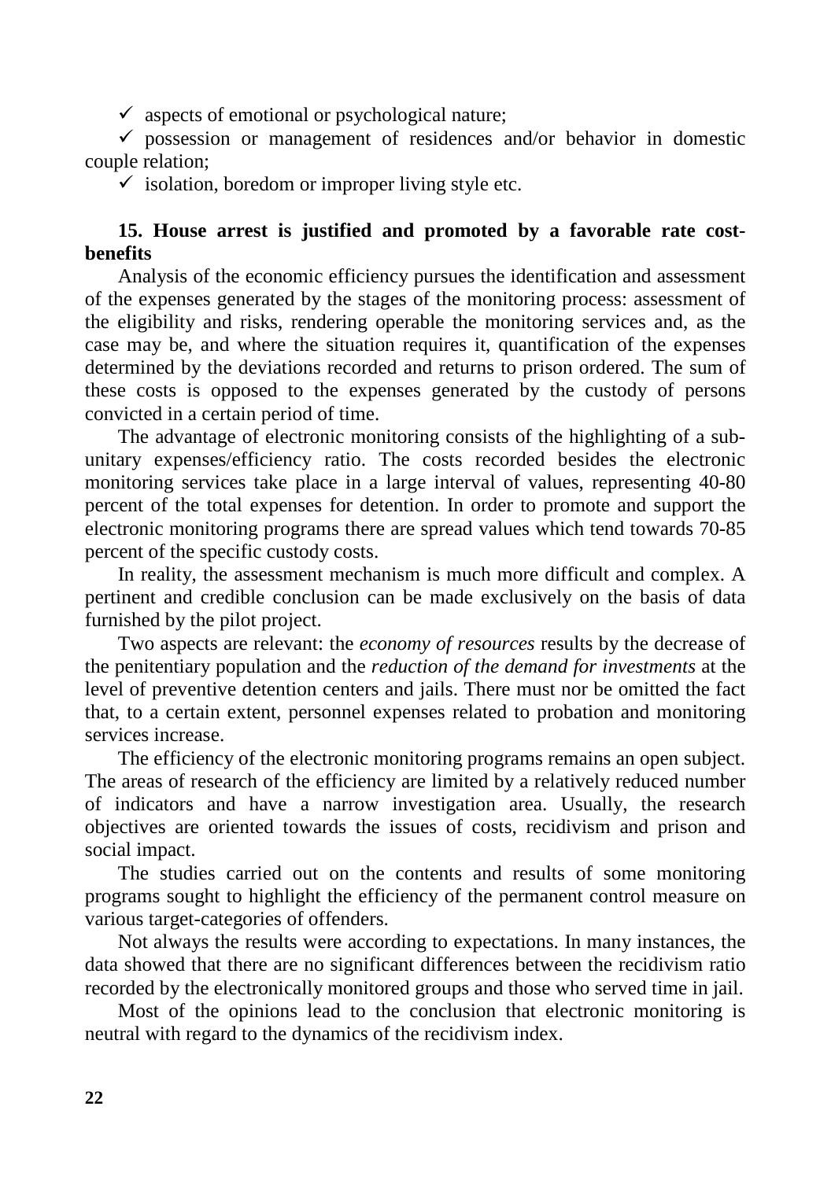- ✓ aspects of emotional or psychological nature;
- ✓ possession or management of residences and/or behavior in domestic couple relation;
- ✓ isolation, boredom or improper living style etc.

### 15. House arrest is justified and promoted by a favorable rate cost-benefits

Analysis of the economic efficiency pursues the identification and assessment of the expenses generated by the stages of the monitoring process: assessment of the eligibility and risks, rendering operable the monitoring services and, as the case may be, and where the situation requires it, quantification of the expenses determined by the deviations recorded and returns to prison ordered. The sum of these costs is opposed to the expenses generated by the custody of persons convicted in a certain period of time.

The advantage of electronic monitoring consists of the highlighting of a sub-unitary expenses/efficiency ratio. The costs recorded besides the electronic monitoring services take place in a large interval of values, representing 40-80 percent of the total expenses for detention. In order to promote and support the electronic monitoring programs there are spread values which tend towards 70-85 percent of the specific custody costs.

In reality, the assessment mechanism is much more difficult and complex. A pertinent and credible conclusion can be made exclusively on the basis of data furnished by the pilot project.

Two aspects are relevant: the *economy of resources* results by the decrease of the penitentiary population and the *reduction of the demand for investments* at the level of preventive detention centers and jails. There must nor be omitted the fact that, to a certain extent, personnel expenses related to probation and monitoring services increase.

The efficiency of the electronic monitoring programs remains an open subject. The areas of research of the efficiency are limited by a relatively reduced number of indicators and have a narrow investigation area. Usually, the research objectives are oriented towards the issues of costs, recidivism and prison and social impact.

The studies carried out on the contents and results of some monitoring programs sought to highlight the efficiency of the permanent control measure on various target-categories of offenders.

Not always the results were according to expectations. In many instances, the data showed that there are no significant differences between the recidivism ratio recorded by the electronically monitored groups and those who served time in jail.

Most of the opinions lead to the conclusion that electronic monitoring is neutral with regard to the dynamics of the recidivism index.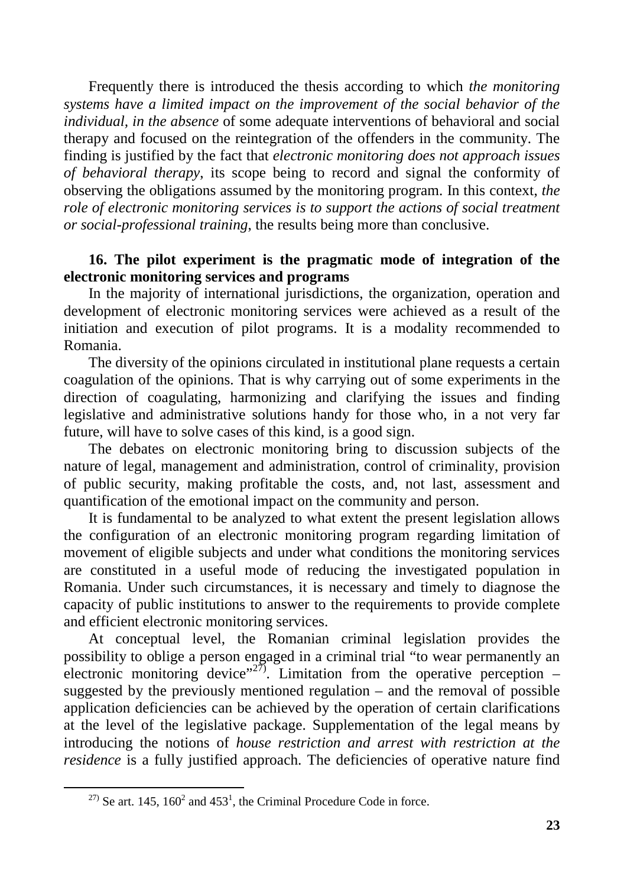Frequently there is introduced the thesis according to which *the monitoring systems have a limited impact on the improvement of the social behavior of the individual, in the absence* of some adequate interventions of behavioral and social therapy and focused on the reintegration of the offenders in the community. The finding is justified by the fact that *electronic monitoring does not approach issues of behavioral therapy*, its scope being to record and signal the conformity of observing the obligations assumed by the monitoring program. In this context, *the role of electronic monitoring services is to support the actions of social treatment or social-professional training*, the results being more than conclusive.

**16. The pilot experiment is the pragmatic mode of integration of the electronic monitoring services and programs**

In the majority of international jurisdictions, the organization, operation and development of electronic monitoring services were achieved as a result of the initiation and execution of pilot programs. It is a modality recommended to Romania.

The diversity of the opinions circulated in institutional plane requests a certain coagulation of the opinions. That is why carrying out of some experiments in the direction of coagulating, harmonizing and clarifying the issues and finding legislative and administrative solutions handy for those who, in a not very far future, will have to solve cases of this kind, is a good sign.

The debates on electronic monitoring bring to discussion subjects of the nature of legal, management and administration, control of criminality, provision of public security, making profitable the costs, and, not last, assessment and quantification of the emotional impact on the community and person.

It is fundamental to be analyzed to what extent the present legislation allows the configuration of an electronic monitoring program regarding limitation of movement of eligible subjects and under what conditions the monitoring services are constituted in a useful mode of reducing the investigated population in Romania. Under such circumstances, it is necessary and timely to diagnose the capacity of public institutions to answer to the requirements to provide complete and efficient electronic monitoring services.

At conceptual level, the Romanian criminal legislation provides the possibility to oblige a person engaged in a criminal trial "to wear permanently an electronic monitoring device"[27)]. Limitation from the operative perception – suggested by the previously mentioned regulation – and the removal of possible application deficiencies can be achieved by the operation of certain clarifications at the level of the legislative package. Supplementation of the legal means by introducing the notions of *house restriction and arrest with restriction at the residence* is a fully justified approach. The deficiencies of operative nature find

---

[27)] Se art. 145, $160^2$ and $453^1$, the Criminal Procedure Code in force.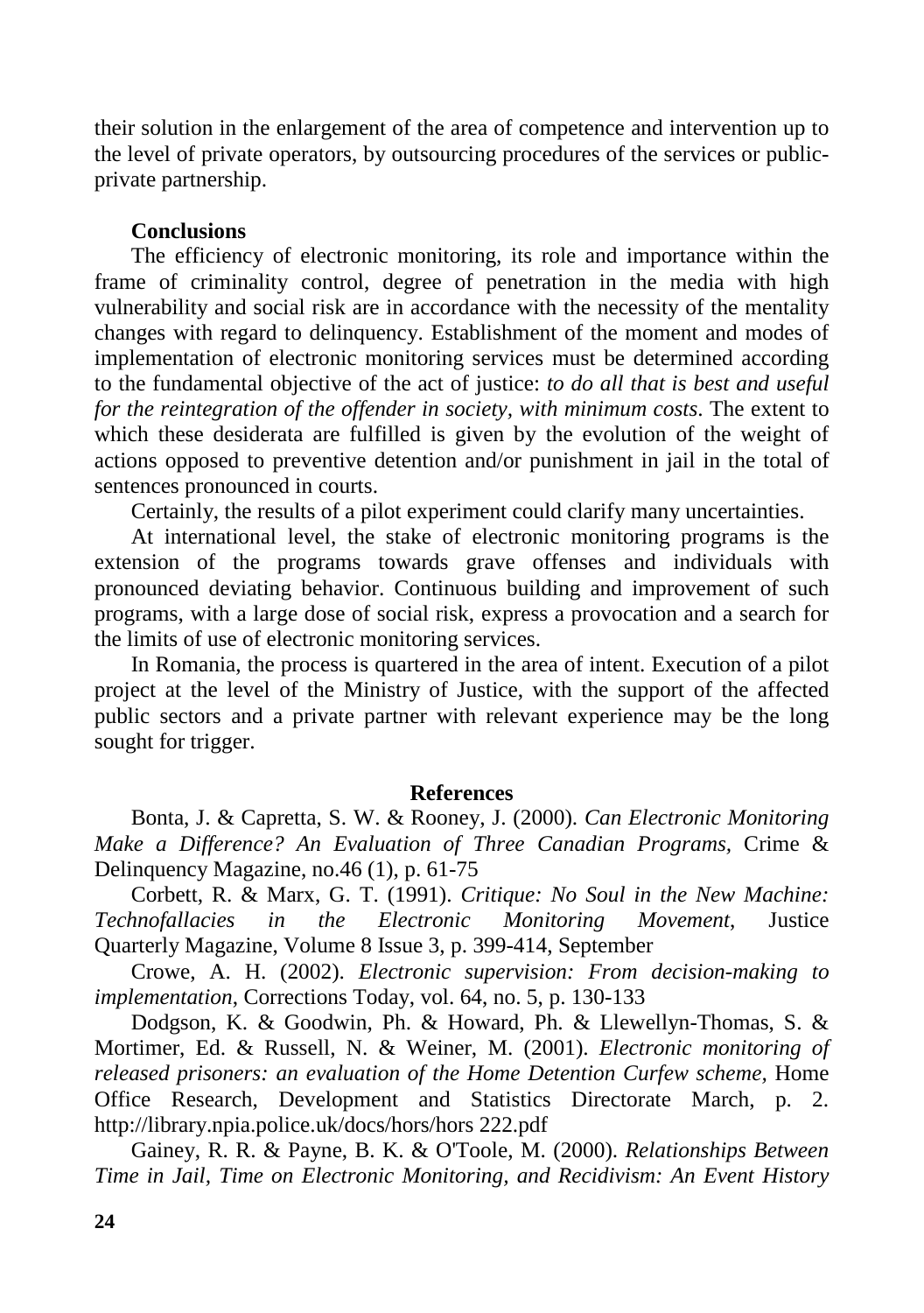their solution in the enlargement of the area of competence and intervention up to the level of private operators, by outsourcing procedures of the services or public-private partnership.

## Conclusions

The efficiency of electronic monitoring, its role and importance within the frame of criminality control, degree of penetration in the media with high vulnerability and social risk are in accordance with the necessity of the mentality changes with regard to delinquency. Establishment of the moment and modes of implementation of electronic monitoring services must be determined according to the fundamental objective of the act of justice: *to do all that is best and useful for the reintegration of the offender in society, with minimum costs*. The extent to which these desiderata are fulfilled is given by the evolution of the weight of actions opposed to preventive detention and/or punishment in jail in the total of sentences pronounced in courts.

Certainly, the results of a pilot experiment could clarify many uncertainties.

At international level, the stake of electronic monitoring programs is the extension of the programs towards grave offenses and individuals with pronounced deviating behavior. Continuous building and improvement of such programs, with a large dose of social risk, express a provocation and a search for the limits of use of electronic monitoring services.

In Romania, the process is quartered in the area of intent. Execution of a pilot project at the level of the Ministry of Justice, with the support of the affected public sectors and a private partner with relevant experience may be the long sought for trigger.

## References

Bonta, J. & Capretta, S. W. & Rooney, J. (2000). *Can Electronic Monitoring Make a Difference? An Evaluation of Three Canadian Programs,* Crime & Delinquency Magazine, no.46 (1), p. 61-75

Corbett, R. & Marx, G. T. (1991). *Critique: No Soul in the New Machine: Technofallacies in the Electronic Monitoring Movement*, Justice Quarterly Magazine, Volume 8 Issue 3, p. 399-414, September

Crowe, A. H. (2002). *Electronic supervision: From decision-making to implementation*, Corrections Today, vol. 64, no. 5, p. 130-133

Dodgson, K. & Goodwin, Ph. & Howard, Ph. & Llewellyn-Thomas, S. & Mortimer, Ed. & Russell, N. & Weiner, M. (2001). *Electronic monitoring of released prisoners: an evaluation of the Home Detention Curfew scheme,* Home Office Research, Development and Statistics Directorate March, p. 2. http://library.npia.police.uk/docs/hors/hors 222.pdf

Gainey, R. R. & Payne, B. K. & O'Toole, M. (2000). *Relationships Between Time in Jail, Time on Electronic Monitoring, and Recidivism: An Event History*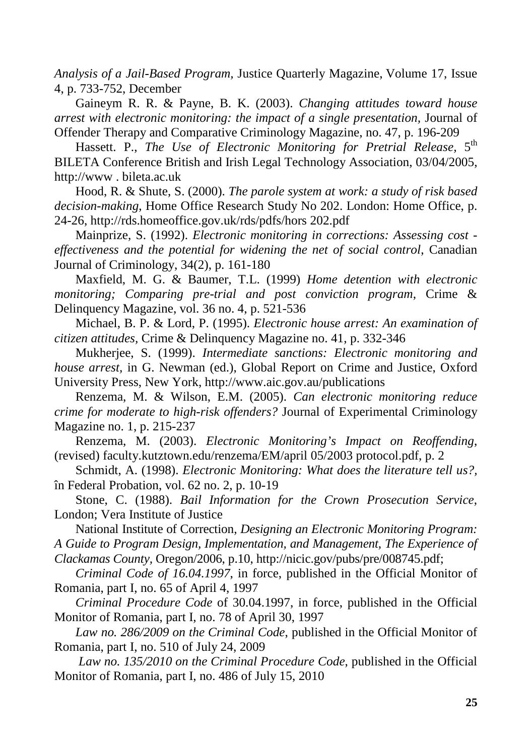*Analysis of a Jail-Based Program*, Justice Quarterly Magazine, Volume 17, Issue 4, p. 733-752, December

Gaineym R. R. & Payne, B. K. (2003). *Changing attitudes toward house arrest with electronic monitoring: the impact of a single presentation*, Journal of Offender Therapy and Comparative Criminology Magazine, no. 47, p. 196-209

Hassett. P., *The Use of Electronic Monitoring for Pretrial Release*, 5th BILETA Conference British and Irish Legal Technology Association, 03/04/2005, http://www . bileta.ac.uk

Hood, R. & Shute, S. (2000). *The parole system at work: a study of risk based decision-making*, Home Office Research Study No 202. London: Home Office, p. 24-26, http://rds.homeoffice.gov.uk/rds/pdfs/hors 202.pdf

Mainprize, S. (1992). *Electronic monitoring in corrections: Assessing cost - effectiveness and the potential for widening the net of social control*, Canadian Journal of Criminology, 34(2), p. 161-180

Maxfield, M. G. & Baumer, T.L. (1999) *Home detention with electronic monitoring; Comparing pre-trial and post conviction program*, Crime & Delinquency Magazine, vol. 36 no. 4, p. 521-536

Michael, B. P. & Lord, P. (1995). *Electronic house arrest: An examination of citizen attitudes*, Crime & Delinquency Magazine no. 41, p. 332-346

Mukherjee, S. (1999). *Intermediate sanctions: Electronic monitoring and house arrest*, in G. Newman (ed.), Global Report on Crime and Justice, Oxford University Press, New York, http://www.aic.gov.au/publications

Renzema, M. & Wilson, E.M. (2005). *Can electronic monitoring reduce crime for moderate to high-risk offenders?* Journal of Experimental Criminology Magazine no. 1, p. 215-237

Renzema, M. (2003). *Electronic Monitoring's Impact on Reoffending*, (revised) faculty.kutztown.edu/renzema/EM/april 05/2003 protocol.pdf, p. 2

Schmidt, A. (1998). *Electronic Monitoring: What does the literature tell us?*, în Federal Probation, vol. 62 no. 2, p. 10-19

Stone, C. (1988). *Bail Information for the Crown Prosecution Service*, London; Vera Institute of Justice

National Institute of Correction, *Designing an Electronic Monitoring Program: A Guide to Program Design, Implementation, and Management, The Experience of Clackamas County*, Oregon/2006, p.10, http://nicic.gov/pubs/pre/008745.pdf;

*Criminal Code of 16.04.1997*, in force, published in the Official Monitor of Romania, part I, no. 65 of April 4, 1997

*Criminal Procedure Code* of 30.04.1997, in force, published in the Official Monitor of Romania, part I, no. 78 of April 30, 1997

*Law no. 286/2009 on the Criminal Code*, published in the Official Monitor of Romania, part I, no. 510 of July 24, 2009

*Law no. 135/2010 on the Criminal Procedure Code*, published in the Official Monitor of Romania, part I, no. 486 of July 15, 2010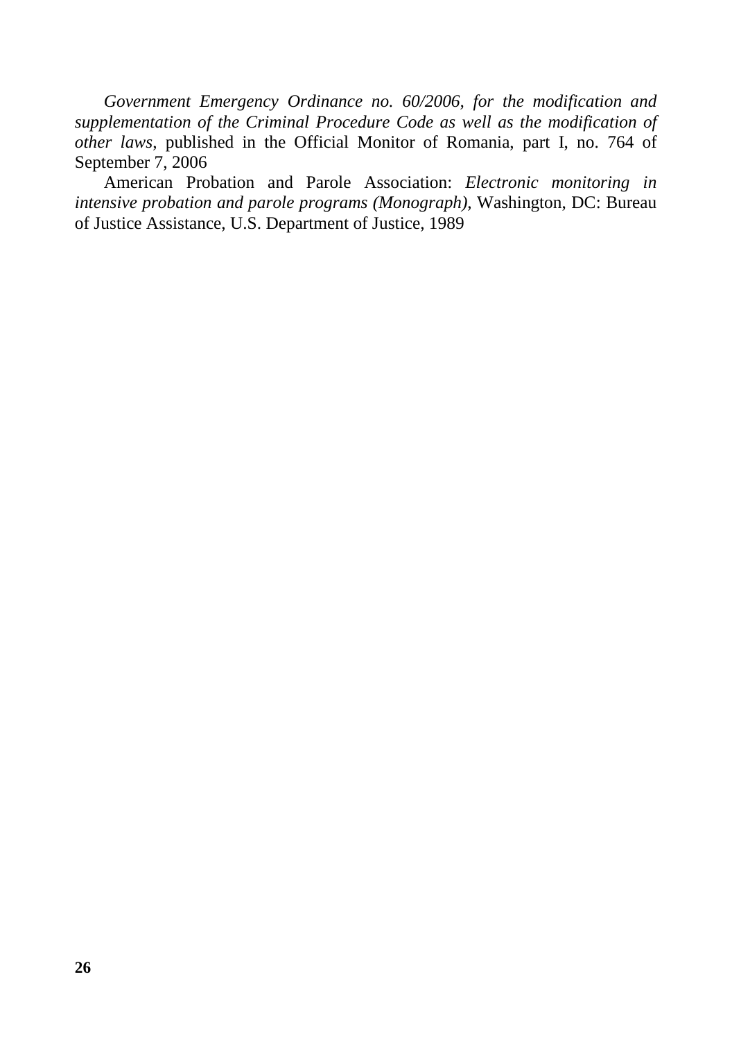*Government Emergency Ordinance no. 60/2006, for the modification and supplementation of the Criminal Procedure Code as well as the modification of other laws*, published in the Official Monitor of Romania, part I, no. 764 of September 7, 2006

American Probation and Parole Association: *Electronic monitoring in intensive probation and parole programs (Monograph)*, Washington, DC: Bureau of Justice Assistance, U.S. Department of Justice, 1989